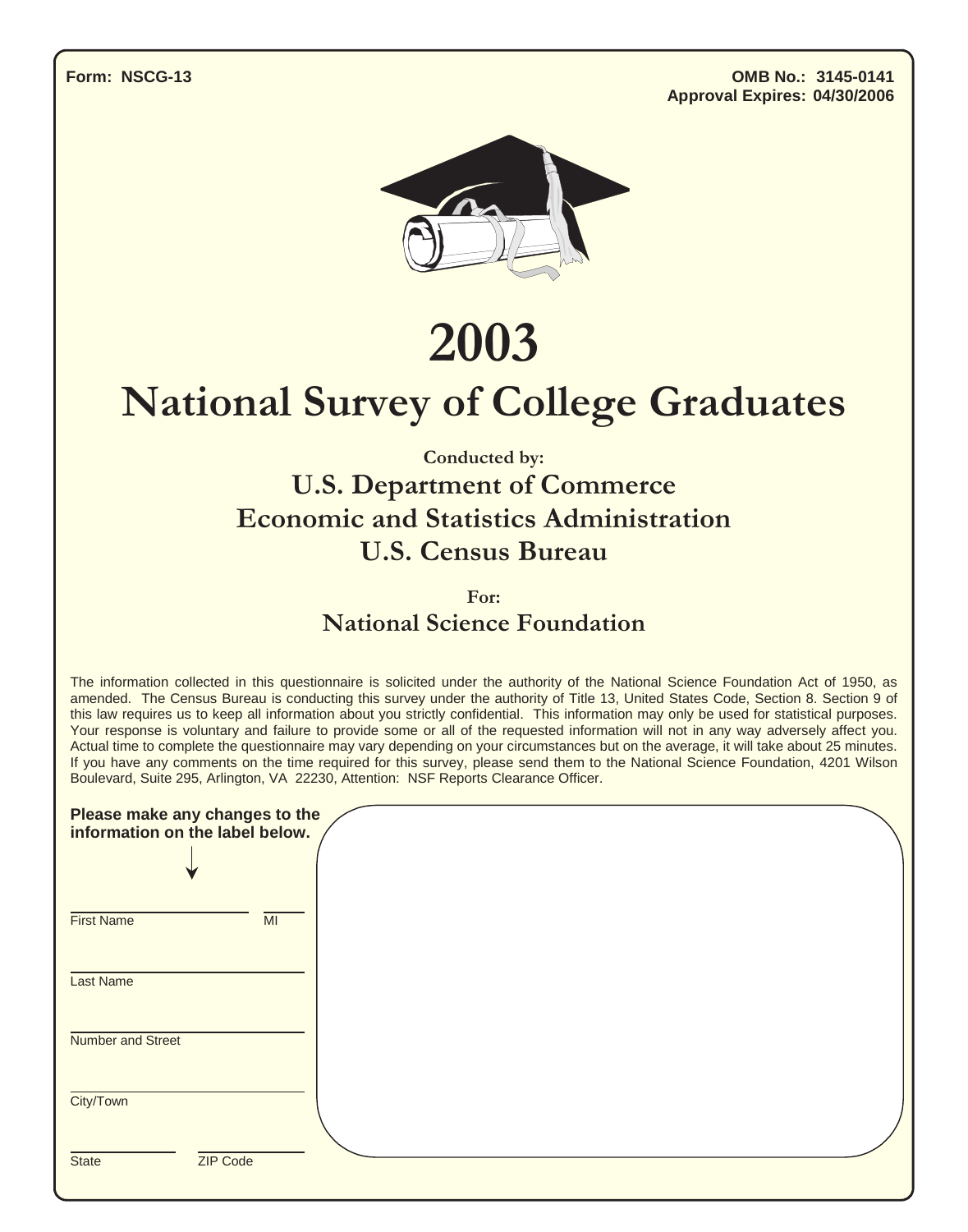**Form: NSCG-13**

**OMB No.: 3145-0141**
**Approval Expires: 04/30/2006**

# 2003

# National Survey of College Graduates

**Conducted by:**

## U.S. Department of Commerce
## Economic and Statistics Administration
## U.S. Census Bureau

**For:**

## National Science Foundation

The information collected in this questionnaire is solicited under the authority of the National Science Foundation Act of 1950, as amended. The Census Bureau is conducting this survey under the authority of Title 13, United States Code, Section 8. Section 9 of this law requires us to keep all information about you strictly confidential. This information may only be used for statistical purposes. Your response is voluntary and failure to provide some or all of the requested information will not in any way adversely affect you. Actual time to complete the questionnaire may vary depending on your circumstances but on the average, it will take about 25 minutes. If you have any comments on the time required for this survey, please send them to the National Science Foundation, 4201 Wilson Boulevard, Suite 295, Arlington, VA 22230, Attention: NSF Reports Clearance Officer.

**Please make any changes to the information on the label below.**

First Name ________________ MI ____

Last Name ________________

Number and Street ________________

City/Town ________________

State ________ ZIP Code ________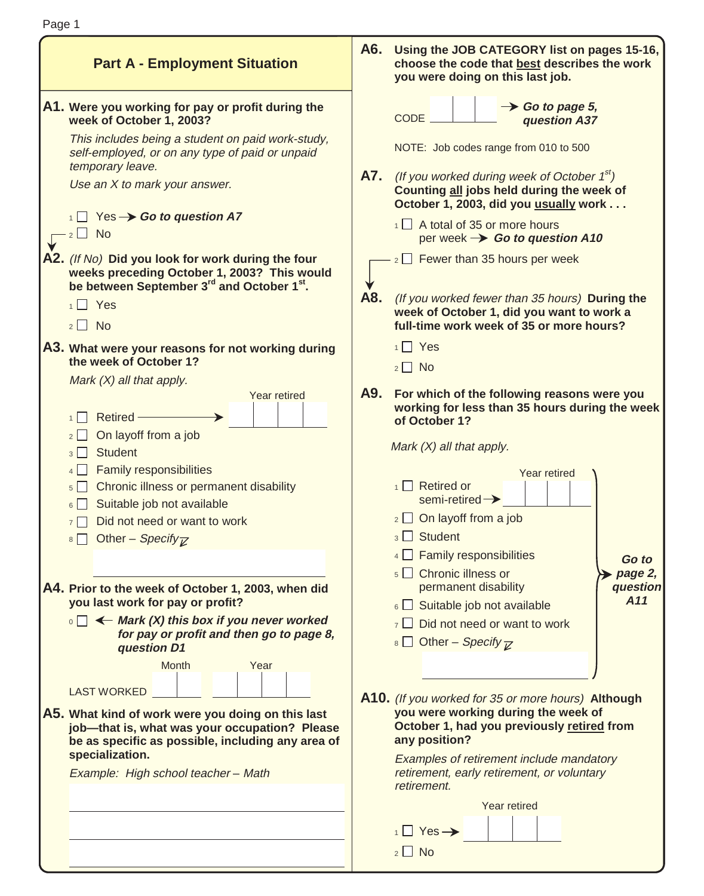## Part A - Employment Situation

**A1. Were you working for pay or profit during the week of October 1, 2003?**

*This includes being a student on paid work-study, self-employed, or on any type of paid or unpaid temporary leave.*

*Use an X to mark your answer.*

- 1 ☐ Yes → ***Go to question A7***
- 2 ☐ No

**A2.** *(If No)* **Did you look for work during the four weeks preceding October 1, 2003? This would be between September 3rd and October 1st.**

- 1 ☐ Yes
- 2 ☐ No

**A3. What were your reasons for not working during the week of October 1?**

*Mark (X) all that apply.*

- 1 ☐ Retired → Year retired ☐☐☐☐
- 2 ☐ On layoff from a job
- 3 ☐ Student
- 4 ☐ Family responsibilities
- 5 ☐ Chronic illness or permanent disability
- 6 ☐ Suitable job not available
- 7 ☐ Did not need or want to work
- 8 ☐ Other – *Specify* ____________

**A4. Prior to the week of October 1, 2003, when did you last work for pay or profit?**

0 ☐ ← ***Mark (X) this box if you never worked for pay or profit and then go to page 8, question D1***

LAST WORKED Month ☐☐ Year ☐☐☐☐

**A5. What kind of work were you doing on this last job—that is, what was your occupation? Please be as specific as possible, including any area of specialization.**

*Example: High school teacher – Math*

____________

____________

____________

**A6. Using the JOB CATEGORY list on pages 15-16, choose the code that best describes the work you were doing on this last job.**

CODE ☐☐☐ → ***Go to page 5, question A37***

NOTE: Job codes range from 010 to 500

**A7.** *(If you worked during week of October 1st)* **Counting all jobs held during the week of October 1, 2003, did you usually work . . .**

- 1 ☐ A total of 35 or more hours per week → ***Go to question A10***
- 2 ☐ Fewer than 35 hours per week

**A8.** *(If you worked fewer than 35 hours)* **During the week of October 1, did you want to work a full-time work week of 35 or more hours?**

- 1 ☐ Yes
- 2 ☐ No

**A9. For which of the following reasons were you working for less than 35 hours during the week of October 1?**

*Mark (X) all that apply.*

- 1 ☐ Retired or semi-retired → Year retired ☐☐☐☐
- 2 ☐ On layoff from a job
- 3 ☐ Student
- 4 ☐ Family responsibilities
- 5 ☐ Chronic illness or permanent disability
- 6 ☐ Suitable job not available
- 7 ☐ Did not need or want to work
- 8 ☐ Other – *Specify* ____________

→ ***Go to page 2, question A11***

**A10.** *(If you worked for 35 or more hours)* **Although you were working during the week of October 1, had you previously retired from any position?**

*Examples of retirement include mandatory retirement, early retirement, or voluntary retirement.*

- 1 ☐ Yes → Year retired ☐☐☐☐
- 2 ☐ No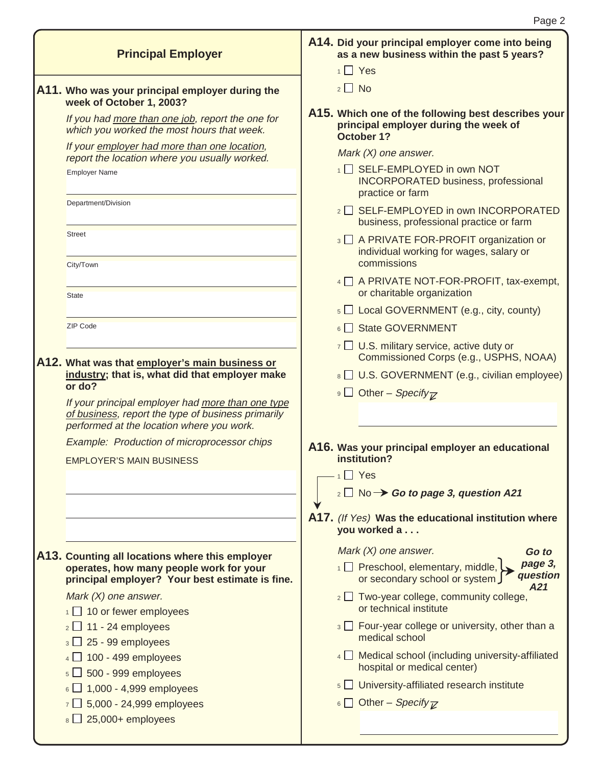## Principal Employer

**A11. Who was your principal employer during the week of October 1, 2003?**

*If you had more than one job, report the one for which you worked the most hours that week.*

*If your employer had more than one location, report the location where you usually worked.*

Employer Name

Department/Division

Street

City/Town

State

ZIP Code

**A12. What was that employer's main business or industry; that is, what did that employer make or do?**

*If your principal employer had more than one type of business, report the type of business primarily performed at the location where you work.*

*Example: Production of microprocessor chips*

EMPLOYER'S MAIN BUSINESS

**A13. Counting all locations where this employer operates, how many people work for your principal employer? Your best estimate is fine.**

*Mark (X) one answer.*

- 1 ☐ 10 or fewer employees
- 2 ☐ 11 - 24 employees
- 3 ☐ 25 - 99 employees
- 4 ☐ 100 - 499 employees
- 5 ☐ 500 - 999 employees
- 6 ☐ 1,000 - 4,999 employees
- 7 ☐ 5,000 - 24,999 employees
- 8 ☐ 25,000+ employees

**A14. Did your principal employer come into being as a new business within the past 5 years?**

- 1 ☐ Yes
- 2 ☐ No

**A15. Which one of the following best describes your principal employer during the week of October 1?**

*Mark (X) one answer.*

- 1 ☐ SELF-EMPLOYED in own NOT INCORPORATED business, professional practice or farm
- 2 ☐ SELF-EMPLOYED in own INCORPORATED business, professional practice or farm
- 3 ☐ A PRIVATE FOR-PROFIT organization or individual working for wages, salary or commissions
- 4 ☐ A PRIVATE NOT-FOR-PROFIT, tax-exempt, or charitable organization
- 5 ☐ Local GOVERNMENT (e.g., city, county)
- 6 ☐ State GOVERNMENT
- 7 ☐ U.S. military service, active duty or Commissioned Corps (e.g., USPHS, NOAA)
- 8 ☐ U.S. GOVERNMENT (e.g., civilian employee)
- 9 ☐ Other – *Specify*

**A16. Was your principal employer an educational institution?**

- 1 ☐ Yes
- 2 ☐ No → ***Go to page 3, question A21***

**A17.** *(If Yes)* **Was the educational institution where you worked a . . .**

*Mark (X) one answer.*

- 1 ☐ Preschool, elementary, middle, or secondary school or system → ***Go to page 3, question A21***
- 2 ☐ Two-year college, community college, or technical institute
- 3 ☐ Four-year college or university, other than a medical school
- 4 ☐ Medical school (including university-affiliated hospital or medical center)
- 5 ☐ University-affiliated research institute
- 6 ☐ Other – *Specify*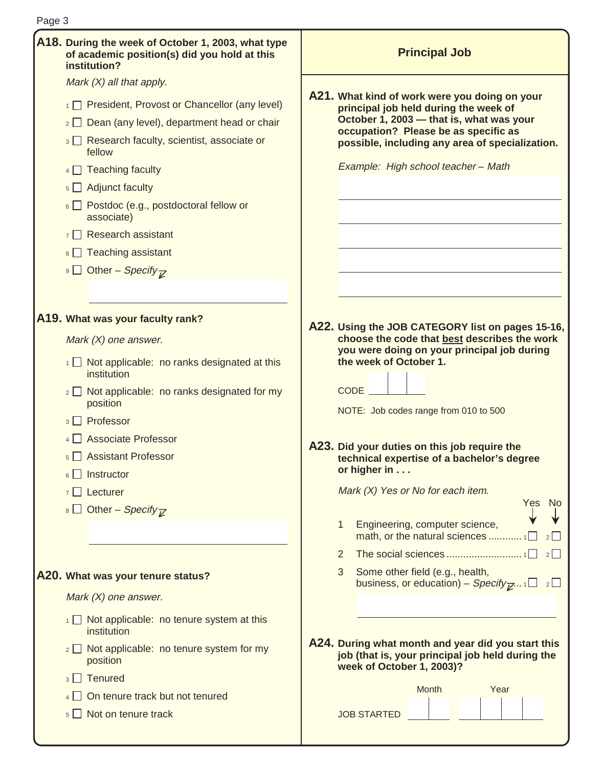**A18. During the week of October 1, 2003, what type of academic position(s) did you hold at this institution?**

*Mark (X) all that apply.*

1 ☐ President, Provost or Chancellor (any level)
2 ☐ Dean (any level), department head or chair
3 ☐ Research faculty, scientist, associate or fellow
4 ☐ Teaching faculty
5 ☐ Adjunct faculty
6 ☐ Postdoc (e.g., postdoctoral fellow or associate)
7 ☐ Research assistant
8 ☐ Teaching assistant
9 ☐ Other – *Specify*

______________________________

**A19. What was your faculty rank?**

*Mark (X) one answer.*

1 ☐ Not applicable: no ranks designated at this institution
2 ☐ Not applicable: no ranks designated for my position
3 ☐ Professor
4 ☐ Associate Professor
5 ☐ Assistant Professor
6 ☐ Instructor
7 ☐ Lecturer
8 ☐ Other – *Specify*

______________________________

**A20. What was your tenure status?**

*Mark (X) one answer.*

1 ☐ Not applicable: no tenure system at this institution
2 ☐ Not applicable: no tenure system for my position
3 ☐ Tenured
4 ☐ On tenure track but not tenured
5 ☐ Not on tenure track

## Principal Job

**A21. What kind of work were you doing on your principal job held during the week of October 1, 2003 — that is, what was your occupation? Please be as specific as possible, including any area of specialization.**

*Example: High school teacher – Math*

______________________________
______________________________
______________________________
______________________________
______________________________

**A22. Using the JOB CATEGORY list on pages 15-16, choose the code that best describes the work you were doing on your principal job during the week of October 1.**

CODE ☐☐☐

NOTE: Job codes range from 010 to 500

**A23. Did your duties on this job require the technical expertise of a bachelor's degree or higher in . . .**

*Mark (X) Yes or No for each item.*

| | | Yes | No |
|---|---|---|---|
| 1 | Engineering, computer science, math, or the natural sciences | 1 ☐ | 2 ☐ |
| 2 | The social sciences | 1 ☐ | 2 ☐ |
| 3 | Some other field (e.g., health, business, or education) – *Specify* | 1 ☐ | 2 ☐ |

______________________________

**A24. During what month and year did you start this job (that is, your principal job held during the week of October 1, 2003)?**

| | Month | Year |
|---|---|---|
| JOB STARTED | ☐☐ | ☐☐☐☐ |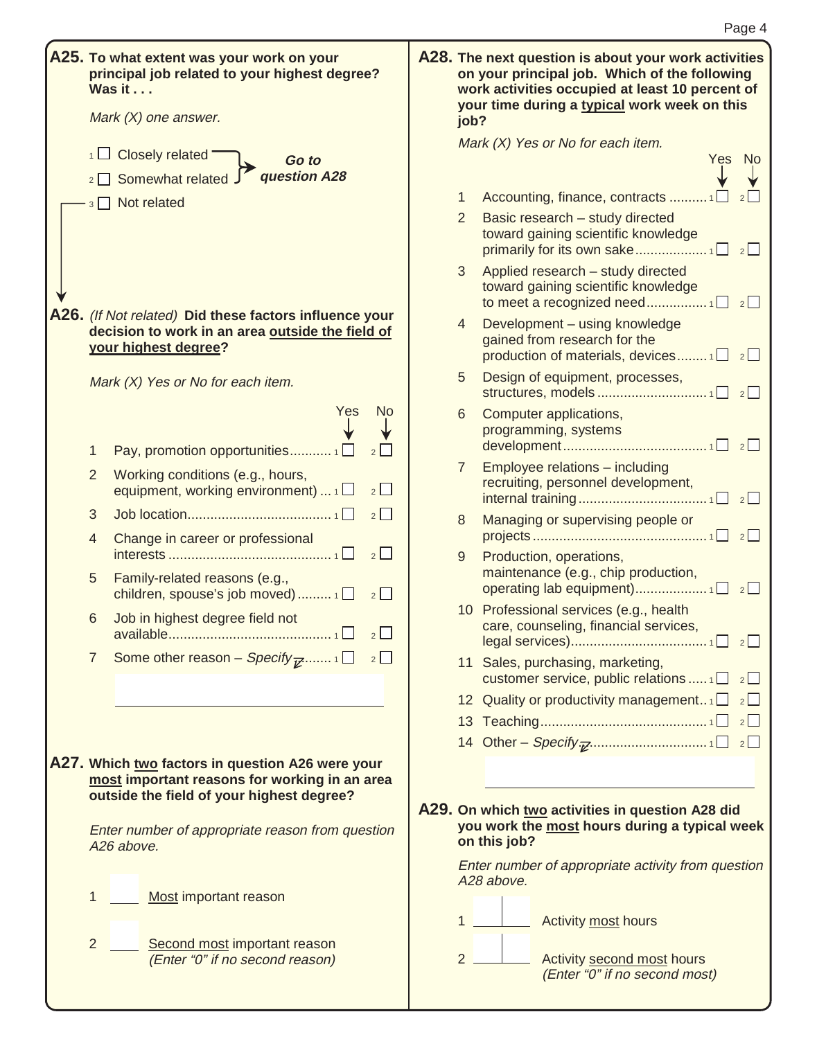**A25. To what extent was your work on your principal job related to your highest degree? Was it . . .**

*Mark (X) one answer.*

- 1 ☐ Closely related → *Go to question A28*
- 2 ☐ Somewhat related → *Go to question A28*
- 3 ☐ Not related

**A26.** *(If Not related)* **Did these factors influence your decision to work in an area outside the field of your highest degree?**

*Mark (X) Yes or No for each item.*

| | | Yes | No |
|---|---|---|---|
| 1 | Pay, promotion opportunities | 1 ☐ | 2 ☐ |
| 2 | Working conditions (e.g., hours, equipment, working environment) | 1 ☐ | 2 ☐ |
| 3 | Job location | 1 ☐ | 2 ☐ |
| 4 | Change in career or professional interests | 1 ☐ | 2 ☐ |
| 5 | Family-related reasons (e.g., children, spouse's job moved) | 1 ☐ | 2 ☐ |
| 6 | Job in highest degree field not available | 1 ☐ | 2 ☐ |
| 7 | Some other reason – *Specify* | 1 ☐ | 2 ☐ |

**A27. Which two factors in question A26 were your most important reasons for working in an area outside the field of your highest degree?**

*Enter number of appropriate reason from question A26 above.*

1 ____ Most important reason

2 ____ Second most important reason *(Enter "0" if no second reason)*

**A28. The next question is about your work activities on your principal job. Which of the following work activities occupied at least 10 percent of your time during a typical work week on this job?**

*Mark (X) Yes or No for each item.*

| | | Yes | No |
|---|---|---|---|
| 1 | Accounting, finance, contracts | 1 ☐ | 2 ☐ |
| 2 | Basic research – study directed toward gaining scientific knowledge primarily for its own sake | 1 ☐ | 2 ☐ |
| 3 | Applied research – study directed toward gaining scientific knowledge to meet a recognized need | 1 ☐ | 2 ☐ |
| 4 | Development – using knowledge gained from research for the production of materials, devices | 1 ☐ | 2 ☐ |
| 5 | Design of equipment, processes, structures, models | 1 ☐ | 2 ☐ |
| 6 | Computer applications, programming, systems development | 1 ☐ | 2 ☐ |
| 7 | Employee relations – including recruiting, personnel development, internal training | 1 ☐ | 2 ☐ |
| 8 | Managing or supervising people or projects | 1 ☐ | 2 ☐ |
| 9 | Production, operations, maintenance (e.g., chip production, operating lab equipment) | 1 ☐ | 2 ☐ |
| 10 | Professional services (e.g., health care, counseling, financial services, legal services) | 1 ☐ | 2 ☐ |
| 11 | Sales, purchasing, marketing, customer service, public relations | 1 ☐ | 2 ☐ |
| 12 | Quality or productivity management | 1 ☐ | 2 ☐ |
| 13 | Teaching | 1 ☐ | 2 ☐ |
| 14 | Other – *Specify* | 1 ☐ | 2 ☐ |

**A29. On which two activities in question A28 did you work the most hours during a typical week on this job?**

*Enter number of appropriate activity from question A28 above.*

1 ____ Activity most hours

2 ____ Activity second most hours *(Enter "0" if no second most)*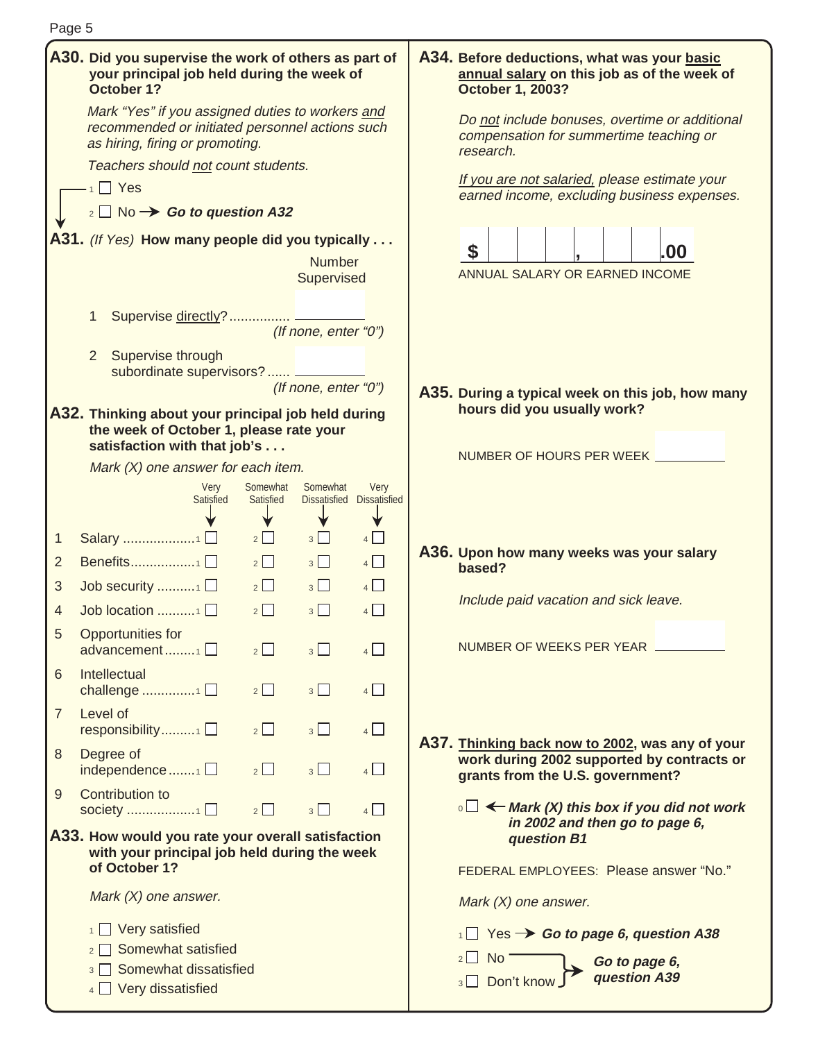**A30. Did you supervise the work of others as part of your principal job held during the week of October 1?**

*Mark "Yes" if you assigned duties to workers and recommended or initiated personnel actions such as hiring, firing or promoting.*

*Teachers should not count students.*

- 1 ☐ Yes
- 2 ☐ No → ***Go to question A32***

**A31.** *(If Yes)* **How many people did you typically . . .**

| | Number Supervised |
|---|---|
| 1 Supervise directly? ............... | ______ *(If none, enter "0")* |
| 2 Supervise through subordinate supervisors? ...... | ______ *(If none, enter "0")* |

**A32. Thinking about your principal job held during the week of October 1, please rate your satisfaction with that job's . . .**

*Mark (X) one answer for each item.*

| | | Very Satisfied | Somewhat Satisfied | Somewhat Dissatisfied | Very Dissatisfied |
|---|---|---|---|---|---|
| 1 | Salary | 1 ☐ | 2 ☐ | 3 ☐ | 4 ☐ |
| 2 | Benefits | 1 ☐ | 2 ☐ | 3 ☐ | 4 ☐ |
| 3 | Job security | 1 ☐ | 2 ☐ | 3 ☐ | 4 ☐ |
| 4 | Job location | 1 ☐ | 2 ☐ | 3 ☐ | 4 ☐ |
| 5 | Opportunities for advancement | 1 ☐ | 2 ☐ | 3 ☐ | 4 ☐ |
| 6 | Intellectual challenge | 1 ☐ | 2 ☐ | 3 ☐ | 4 ☐ |
| 7 | Level of responsibility | 1 ☐ | 2 ☐ | 3 ☐ | 4 ☐ |
| 8 | Degree of independence | 1 ☐ | 2 ☐ | 3 ☐ | 4 ☐ |
| 9 | Contribution to society | 1 ☐ | 2 ☐ | 3 ☐ | 4 ☐ |

**A33. How would you rate your overall satisfaction with your principal job held during the week of October 1?**

*Mark (X) one answer.*

- 1 ☐ Very satisfied
- 2 ☐ Somewhat satisfied
- 3 ☐ Somewhat dissatisfied
- 4 ☐ Very dissatisfied

**A34. Before deductions, what was your basic annual salary on this job as of the week of October 1, 2003?**

*Do not include bonuses, overtime or additional compensation for summertime teaching or research.*

*If you are not salaried, please estimate your earned income, excluding business expenses.*

$ ☐☐☐ , ☐☐☐ .00

ANNUAL SALARY OR EARNED INCOME

**A35. During a typical week on this job, how many hours did you usually work?**

NUMBER OF HOURS PER WEEK ______

**A36. Upon how many weeks was your salary based?**

*Include paid vacation and sick leave.*

NUMBER OF WEEKS PER YEAR ______

**A37. Thinking back now to 2002, was any of your work during 2002 supported by contracts or grants from the U.S. government?**

0 ☐ ← ***Mark (X) this box if you did not work in 2002 and then go to page 6, question B1***

FEDERAL EMPLOYEES: Please answer "No."

*Mark (X) one answer.*

- 1 ☐ Yes → ***Go to page 6, question A38***
- 2 ☐ No → ***Go to page 6, question A39***
- 3 ☐ Don't know → ***Go to page 6, question A39***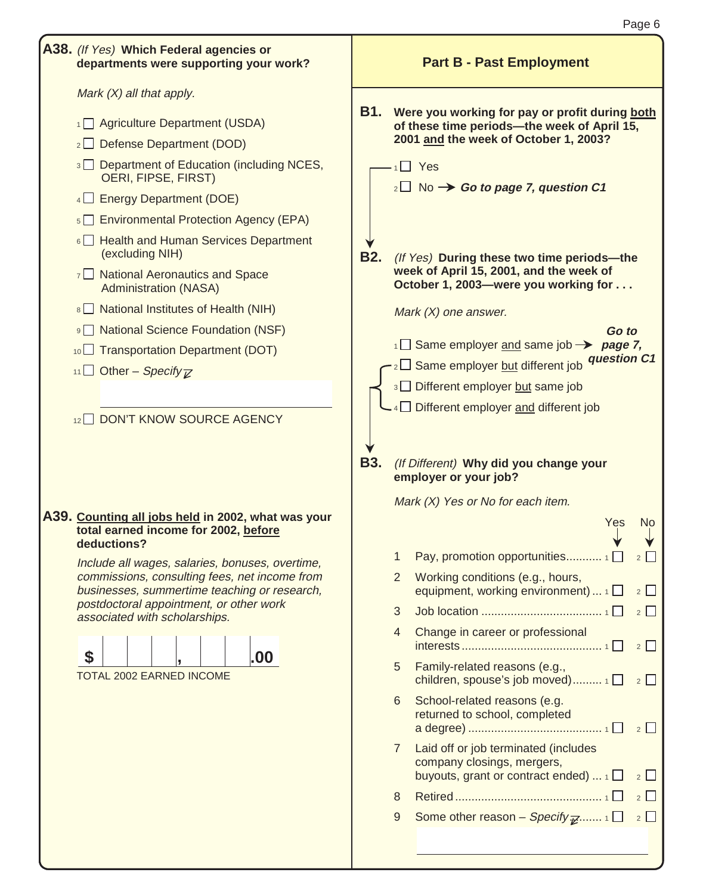**A38.** *(If Yes)* **Which Federal agencies or departments were supporting your work?**

*Mark (X) all that apply.*

1 ☐ Agriculture Department (USDA)
2 ☐ Defense Department (DOD)
3 ☐ Department of Education (including NCES, OERI, FIPSE, FIRST)
4 ☐ Energy Department (DOE)
5 ☐ Environmental Protection Agency (EPA)
6 ☐ Health and Human Services Department (excluding NIH)
7 ☐ National Aeronautics and Space Administration (NASA)
8 ☐ National Institutes of Health (NIH)
9 ☐ National Science Foundation (NSF)
10 ☐ Transportation Department (DOT)
11 ☐ Other – *Specify*

12 ☐ DON'T KNOW SOURCE AGENCY

**A39.** **Counting all jobs held in 2002, what was your total earned income for 2002, before deductions?**

*Include all wages, salaries, bonuses, overtime, commissions, consulting fees, net income from businesses, summertime teaching or research, postdoctoral appointment, or other work associated with scholarships.*

$ ___ ___ ___ , ___ ___ ___ .00
TOTAL 2002 EARNED INCOME

## Part B - Past Employment

**B1.** **Were you working for pay or profit during both of these time periods—the week of April 15, 2001 and the week of October 1, 2003?**

1 ☐ Yes
2 ☐ No → ***Go to page 7, question C1***

**B2.** *(If Yes)* **During these two time periods—the week of April 15, 2001, and the week of October 1, 2003—were you working for . . .**

*Mark (X) one answer.*

1 ☐ Same employer and same job → ***Go to page 7, question C1***
2 ☐ Same employer but different job
3 ☐ Different employer but same job
4 ☐ Different employer and different job

**B3.** *(If Different)* **Why did you change your employer or your job?**

*Mark (X) Yes or No for each item.*

| | | Yes | No |
|---|---|---|---|
| 1 | Pay, promotion opportunities | 1 ☐ | 2 ☐ |
| 2 | Working conditions (e.g., hours, equipment, working environment) | 1 ☐ | 2 ☐ |
| 3 | Job location | 1 ☐ | 2 ☐ |
| 4 | Change in career or professional interests | 1 ☐ | 2 ☐ |
| 5 | Family-related reasons (e.g., children, spouse's job moved) | 1 ☐ | 2 ☐ |
| 6 | School-related reasons (e.g. returned to school, completed a degree) | 1 ☐ | 2 ☐ |
| 7 | Laid off or job terminated (includes company closings, mergers, buyouts, grant or contract ended) | 1 ☐ | 2 ☐ |
| 8 | Retired | 1 ☐ | 2 ☐ |
| 9 | Some other reason – *Specify* | 1 ☐ | 2 ☐ |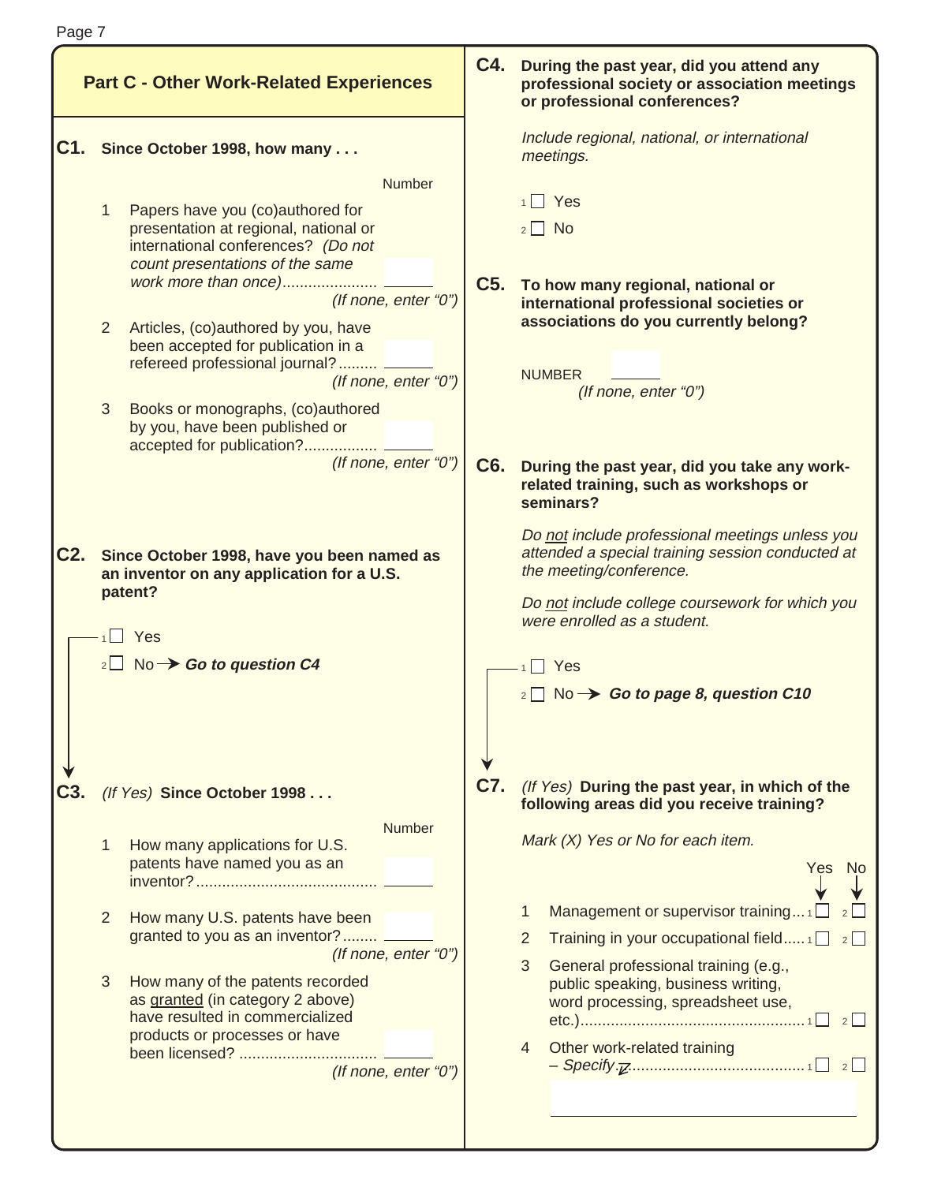## Part C - Other Work-Related Experiences

**C1. Since October 1998, how many . . .**

| | | Number |
|---|---|---|
| 1 | Papers have you (co)authored for presentation at regional, national or international conferences? *(Do not count presentations of the same work more than once)*..................... | ______ *(If none, enter "0")* |
| 2 | Articles, (co)authored by you, have been accepted for publication in a refereed professional journal?......... | ______ *(If none, enter "0")* |
| 3 | Books or monographs, (co)authored by you, have been published or accepted for publication?................ | ______ *(If none, enter "0")* |

**C2. Since October 1998, have you been named as an inventor on any application for a U.S. patent?**

1 ☐ Yes

2 ☐ No → ***Go to question C4***

**C3.** *(If Yes)* **Since October 1998 . . .**

| | | Number |
|---|---|---|
| 1 | How many applications for U.S. patents have named you as an inventor?......................................... | ______ |
| 2 | How many U.S. patents have been granted to you as an inventor?........ | ______ *(If none, enter "0")* |
| 3 | How many of the patents recorded as <u>granted</u> (in category 2 above) have resulted in commercialized products or processes or have been licensed? ............................... | ______ *(If none, enter "0")* |

**C4. During the past year, did you attend any professional society or association meetings or professional conferences?**

*Include regional, national, or international meetings.*

1 ☐ Yes

2 ☐ No

**C5. To how many regional, national or international professional societies or associations do you currently belong?**

NUMBER ______ *(If none, enter "0")*

**C6. During the past year, did you take any work-related training, such as workshops or seminars?**

*Do <u>not</u> include professional meetings unless you attended a special training session conducted at the meeting/conference.*

*Do <u>not</u> include college coursework for which you were enrolled as a student.*

1 ☐ Yes

2 ☐ No → ***Go to page 8, question C10***

**C7.** *(If Yes)* **During the past year, in which of the following areas did you receive training?**

*Mark (X) Yes or No for each item.*

| | | Yes | No |
|---|---|---|---|
| 1 | Management or supervisor training... | 1 ☐ | 2 ☐ |
| 2 | Training in your occupational field..... | 1 ☐ | 2 ☐ |
| 3 | General professional training (e.g., public speaking, business writing, word processing, spreadsheet use, etc.).................................................... | 1 ☐ | 2 ☐ |
| 4 | Other work-related training – *Specify*........................................ | 1 ☐ | 2 ☐ |

______________________________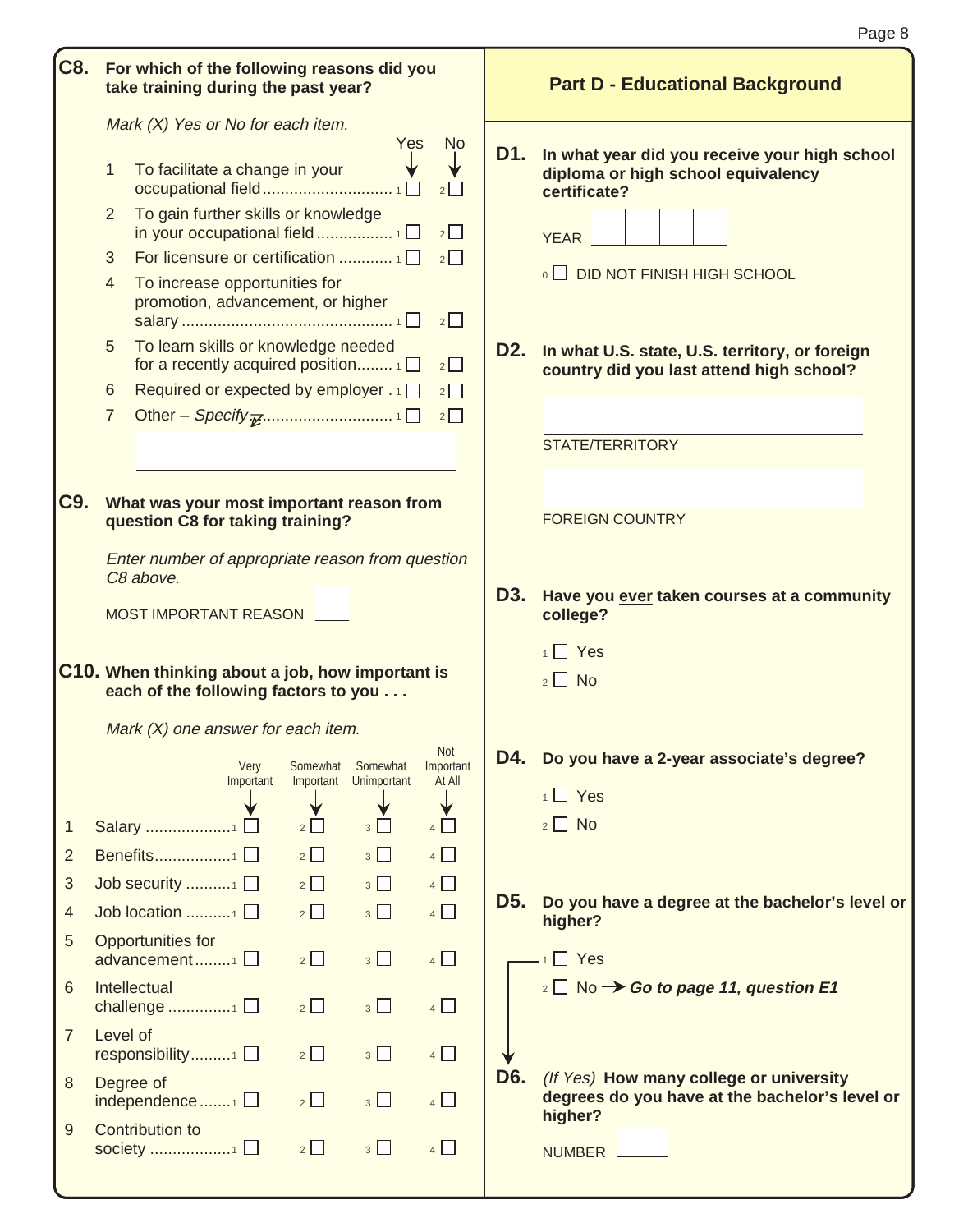**C8. For which of the following reasons did you take training during the past year?**

*Mark (X) Yes or No for each item.*

| | | Yes | No |
|---|---|---|---|
| 1 | To facilitate a change in your occupational field | 1 ☐ | 2 ☐ |
| 2 | To gain further skills or knowledge in your occupational field | 1 ☐ | 2 ☐ |
| 3 | For licensure or certification | 1 ☐ | 2 ☐ |
| 4 | To increase opportunities for promotion, advancement, or higher salary | 1 ☐ | 2 ☐ |
| 5 | To learn skills or knowledge needed for a recently acquired position | 1 ☐ | 2 ☐ |
| 6 | Required or expected by employer | 1 ☐ | 2 ☐ |
| 7 | Other – *Specify* | 1 ☐ | 2 ☐ |

______________________

**C9. What was your most important reason from question C8 for taking training?**

*Enter number of appropriate reason from question C8 above.*

MOST IMPORTANT REASON ____

**C10. When thinking about a job, how important is each of the following factors to you . . .**

*Mark (X) one answer for each item.*

| | | Very Important | Somewhat Important | Somewhat Unimportant | Not Important At All |
|---|---|---|---|---|---|
| 1 | Salary | 1 ☐ | 2 ☐ | 3 ☐ | 4 ☐ |
| 2 | Benefits | 1 ☐ | 2 ☐ | 3 ☐ | 4 ☐ |
| 3 | Job security | 1 ☐ | 2 ☐ | 3 ☐ | 4 ☐ |
| 4 | Job location | 1 ☐ | 2 ☐ | 3 ☐ | 4 ☐ |
| 5 | Opportunities for advancement | 1 ☐ | 2 ☐ | 3 ☐ | 4 ☐ |
| 6 | Intellectual challenge | 1 ☐ | 2 ☐ | 3 ☐ | 4 ☐ |
| 7 | Level of responsibility | 1 ☐ | 2 ☐ | 3 ☐ | 4 ☐ |
| 8 | Degree of independence | 1 ☐ | 2 ☐ | 3 ☐ | 4 ☐ |
| 9 | Contribution to society | 1 ☐ | 2 ☐ | 3 ☐ | 4 ☐ |

## Part D - Educational Background

**D1. In what year did you receive your high school diploma or high school equivalency certificate?**

YEAR ____

0 ☐ DID NOT FINISH HIGH SCHOOL

**D2. In what U.S. state, U.S. territory, or foreign country did you last attend high school?**

______________________
STATE/TERRITORY

______________________
FOREIGN COUNTRY

**D3. Have you ever taken courses at a community college?**

1 ☐ Yes
2 ☐ No

**D4. Do you have a 2-year associate's degree?**

1 ☐ Yes
2 ☐ No

**D5. Do you have a degree at the bachelor's level or higher?**

1 ☐ Yes
2 ☐ No → ***Go to page 11, question E1***

**D6.** *(If Yes)* **How many college or university degrees do you have at the bachelor's level or higher?**

NUMBER ____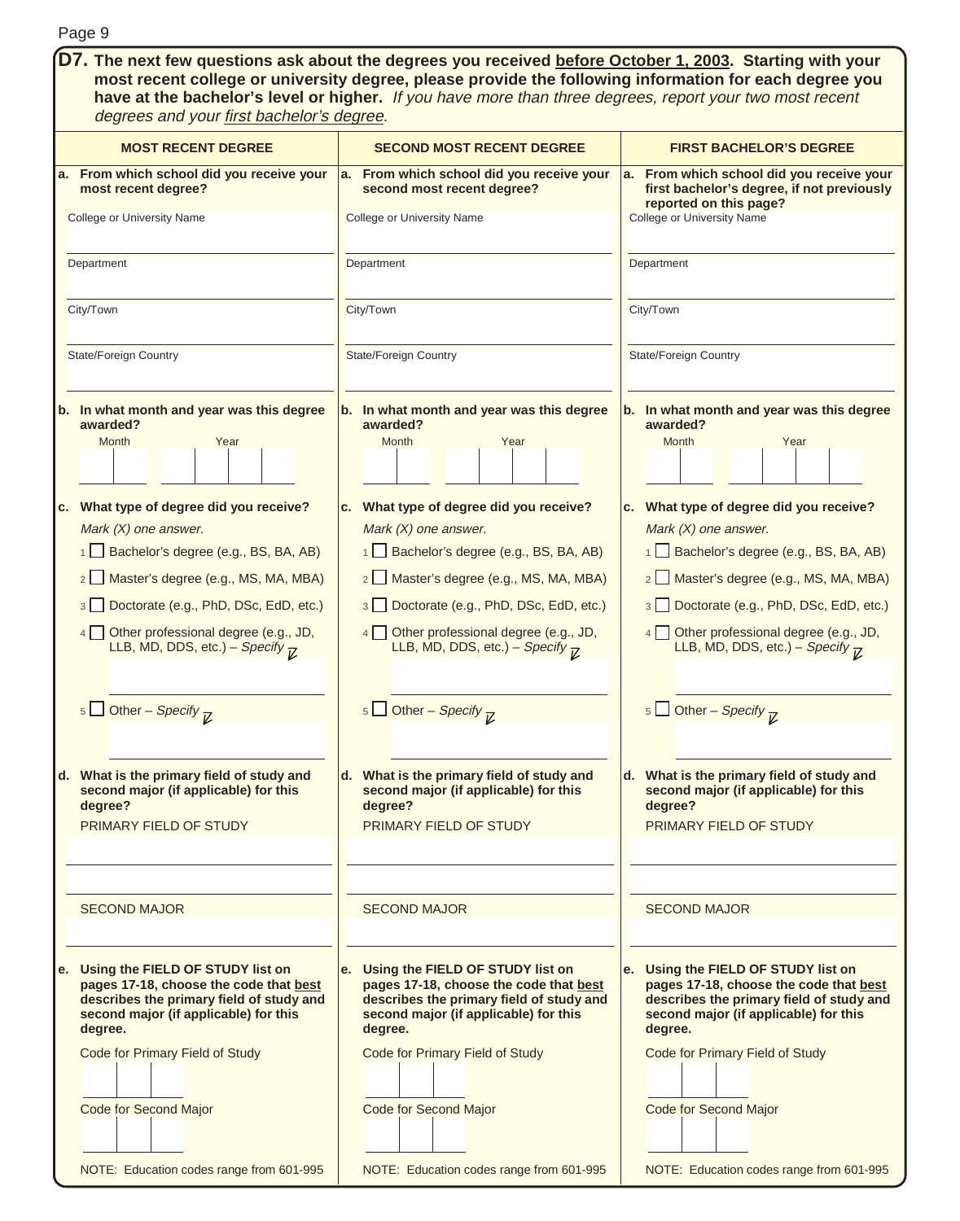**D7. The next few questions ask about the degrees you received before October 1, 2003. Starting with your most recent college or university degree, please provide the following information for each degree you have at the bachelor's level or higher.** *If you have more than three degrees, report your two most recent degrees and your first bachelor's degree.*

| MOST RECENT DEGREE | SECOND MOST RECENT DEGREE | FIRST BACHELOR'S DEGREE |
|---|---|---|
| **a. From which school did you receive your most recent degree?** | **a. From which school did you receive your second most recent degree?** | **a. From which school did you receive your first bachelor's degree, if not previously reported on this page?** |
| College or University Name | College or University Name | College or University Name |
| Department | Department | Department |
| City/Town | City/Town | City/Town |
| State/Foreign Country | State/Foreign Country | State/Foreign Country |
| **b. In what month and year was this degree awarded?** | **b. In what month and year was this degree awarded?** | **b. In what month and year was this degree awarded?** |
| Month ☐☐ Year ☐☐☐☐ | Month ☐☐ Year ☐☐☐☐ | Month ☐☐ Year ☐☐☐☐ |
| **c. What type of degree did you receive?** *Mark (X) one answer.* | **c. What type of degree did you receive?** *Mark (X) one answer.* | **c. What type of degree did you receive?** *Mark (X) one answer.* |
| 1 ☐ Bachelor's degree (e.g., BS, BA, AB) | 1 ☐ Bachelor's degree (e.g., BS, BA, AB) | 1 ☐ Bachelor's degree (e.g., BS, BA, AB) |
| 2 ☐ Master's degree (e.g., MS, MA, MBA) | 2 ☐ Master's degree (e.g., MS, MA, MBA) | 2 ☐ Master's degree (e.g., MS, MA, MBA) |
| 3 ☐ Doctorate (e.g., PhD, DSc, EdD, etc.) | 3 ☐ Doctorate (e.g., PhD, DSc, EdD, etc.) | 3 ☐ Doctorate (e.g., PhD, DSc, EdD, etc.) |
| 4 ☐ Other professional degree (e.g., JD, LLB, MD, DDS, etc.) – *Specify* | 4 ☐ Other professional degree (e.g., JD, LLB, MD, DDS, etc.) – *Specify* | 4 ☐ Other professional degree (e.g., JD, LLB, MD, DDS, etc.) – *Specify* |
| 5 ☐ Other – *Specify* | 5 ☐ Other – *Specify* | 5 ☐ Other – *Specify* |
| **d. What is the primary field of study and second major (if applicable) for this degree?** | **d. What is the primary field of study and second major (if applicable) for this degree?** | **d. What is the primary field of study and second major (if applicable) for this degree?** |
| PRIMARY FIELD OF STUDY | PRIMARY FIELD OF STUDY | PRIMARY FIELD OF STUDY |
| SECOND MAJOR | SECOND MAJOR | SECOND MAJOR |
| **e. Using the FIELD OF STUDY list on pages 17-18, choose the code that best describes the primary field of study and second major (if applicable) for this degree.** | **e. Using the FIELD OF STUDY list on pages 17-18, choose the code that best describes the primary field of study and second major (if applicable) for this degree.** | **e. Using the FIELD OF STUDY list on pages 17-18, choose the code that best describes the primary field of study and second major (if applicable) for this degree.** |
| Code for Primary Field of Study ☐☐☐ | Code for Primary Field of Study ☐☐☐ | Code for Primary Field of Study ☐☐☐ |
| Code for Second Major ☐☐☐ | Code for Second Major ☐☐☐ | Code for Second Major ☐☐☐ |
| NOTE: Education codes range from 601-995 | NOTE: Education codes range from 601-995 | NOTE: Education codes range from 601-995 |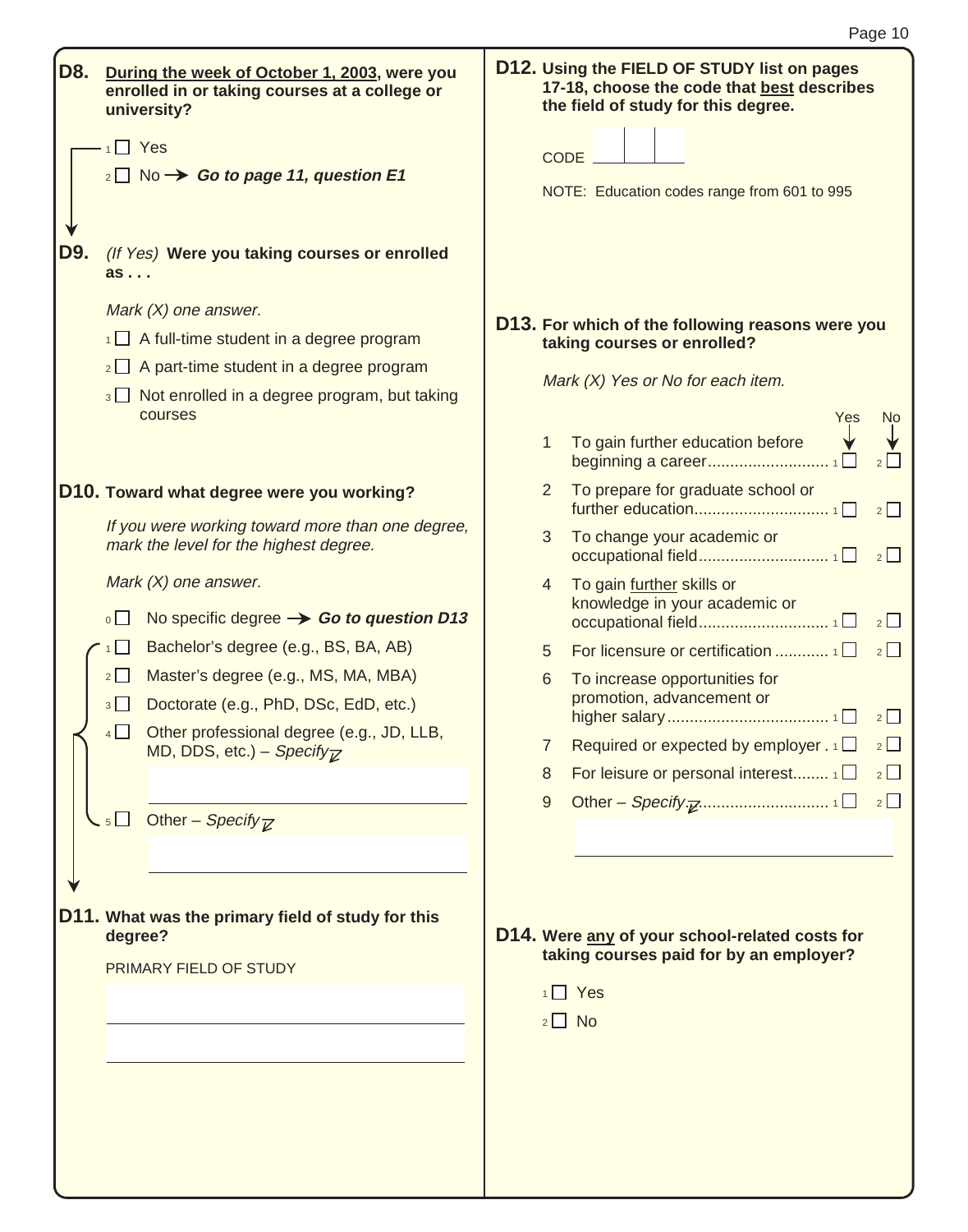**D8.** **During the week of October 1, 2003, were you enrolled in or taking courses at a college or university?**

- 1 ☐ Yes
- 2 ☐ No → ***Go to page 11, question E1***

**D9.** *(If Yes)* **Were you taking courses or enrolled as . . .**

*Mark (X) one answer.*

- 1 ☐ A full-time student in a degree program
- 2 ☐ A part-time student in a degree program
- 3 ☐ Not enrolled in a degree program, but taking courses

**D10. Toward what degree were you working?**

*If you were working toward more than one degree, mark the level for the highest degree.*

*Mark (X) one answer.*

- 0 ☐ No specific degree → ***Go to question D13***
- 1 ☐ Bachelor's degree (e.g., BS, BA, AB)
- 2 ☐ Master's degree (e.g., MS, MA, MBA)
- 3 ☐ Doctorate (e.g., PhD, DSc, EdD, etc.)
- 4 ☐ Other professional degree (e.g., JD, LLB, MD, DDS, etc.) – *Specify*

  ______________________________

- 5 ☐ Other – *Specify*

  ______________________________

**D11. What was the primary field of study for this degree?**

PRIMARY FIELD OF STUDY

______________________________

______________________________

**D12. Using the FIELD OF STUDY list on pages 17-18, choose the code that best describes the field of study for this degree.**

CODE ☐☐☐

NOTE: Education codes range from 601 to 995

**D13. For which of the following reasons were you taking courses or enrolled?**

*Mark (X) Yes or No for each item.*

| | | Yes | No |
|---|---|---|---|
| 1 | To gain further education before beginning a career | 1 ☐ | 2 ☐ |
| 2 | To prepare for graduate school or further education | 1 ☐ | 2 ☐ |
| 3 | To change your academic or occupational field | 1 ☐ | 2 ☐ |
| 4 | To gain further skills or knowledge in your academic or occupational field | 1 ☐ | 2 ☐ |
| 5 | For licensure or certification | 1 ☐ | 2 ☐ |
| 6 | To increase opportunities for promotion, advancement or higher salary | 1 ☐ | 2 ☐ |
| 7 | Required or expected by employer | 1 ☐ | 2 ☐ |
| 8 | For leisure or personal interest | 1 ☐ | 2 ☐ |
| 9 | Other – *Specify* | 1 ☐ | 2 ☐ |

______________________________

**D14. Were any of your school-related costs for taking courses paid for by an employer?**

- 1 ☐ Yes
- 2 ☐ No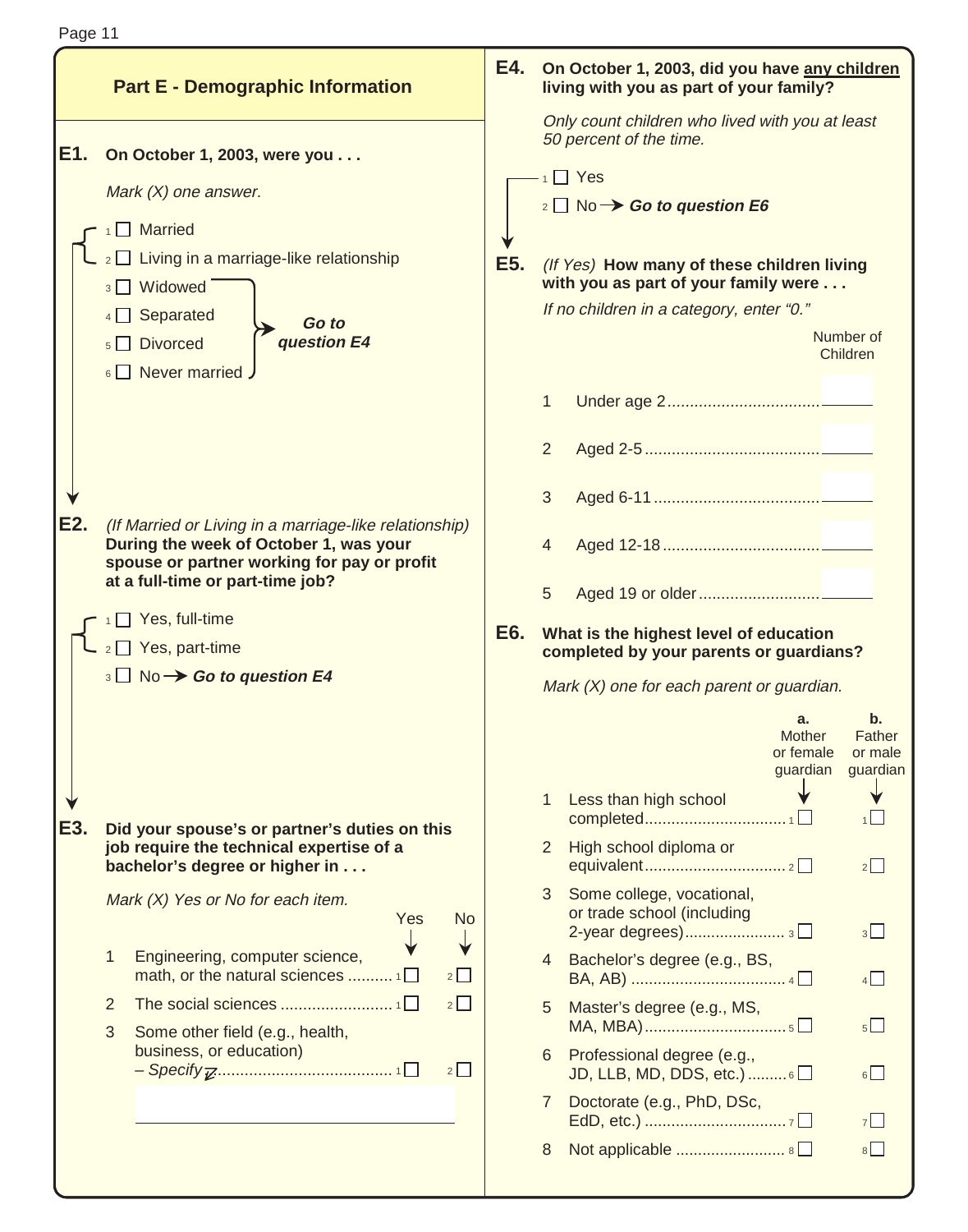## Part E - Demographic Information

**E1. On October 1, 2003, were you . . .**

*Mark (X) one answer.*

- 1 ☐ Married
- 2 ☐ Living in a marriage-like relationship
- 3 ☐ Widowed — ***Go to question E4***
- 4 ☐ Separated — ***Go to question E4***
- 5 ☐ Divorced — ***Go to question E4***
- 6 ☐ Never married — ***Go to question E4***

**E2.** *(If Married or Living in a marriage-like relationship)* **During the week of October 1, was your spouse or partner working for pay or profit at a full-time or part-time job?**

- 1 ☐ Yes, full-time
- 2 ☐ Yes, part-time
- 3 ☐ No → ***Go to question E4***

**E3. Did your spouse's or partner's duties on this job require the technical expertise of a bachelor's degree or higher in . . .**

*Mark (X) Yes or No for each item.*

| | | Yes | No |
|---|---|---|---|
| 1 | Engineering, computer science, math, or the natural sciences | 1 ☐ | 2 ☐ |
| 2 | The social sciences | 1 ☐ | 2 ☐ |
| 3 | Some other field (e.g., health, business, or education) – *Specify* | 1 ☐ | 2 ☐ |

\_\_\_\_\_\_\_\_\_\_\_\_\_\_\_\_\_\_\_\_\_\_\_\_\_\_\_\_\_\_

**E4. On October 1, 2003, did you have <u>any children</u> living with you as part of your family?**

*Only count children who lived with you at least 50 percent of the time.*

- 1 ☐ Yes
- 2 ☐ No → ***Go to question E6***

**E5.** *(If Yes)* **How many of these children living with you as part of your family were . . .**

*If no children in a category, enter "0."*

| | | Number of Children |
|---|---|---|
| 1 | Under age 2 | \_\_\_\_ |
| 2 | Aged 2-5 | \_\_\_\_ |
| 3 | Aged 6-11 | \_\_\_\_ |
| 4 | Aged 12-18 | \_\_\_\_ |
| 5 | Aged 19 or older | \_\_\_\_ |

**E6. What is the highest level of education completed by your parents or guardians?**

*Mark (X) one for each parent or guardian.*

| | | a. Mother or female guardian | b. Father or male guardian |
|---|---|---|---|
| 1 | Less than high school completed | 1 ☐ | 1 ☐ |
| 2 | High school diploma or equivalent | 2 ☐ | 2 ☐ |
| 3 | Some college, vocational, or trade school (including 2-year degrees) | 3 ☐ | 3 ☐ |
| 4 | Bachelor's degree (e.g., BS, BA, AB) | 4 ☐ | 4 ☐ |
| 5 | Master's degree (e.g., MS, MA, MBA) | 5 ☐ | 5 ☐ |
| 6 | Professional degree (e.g., JD, LLB, MD, DDS, etc.) | 6 ☐ | 6 ☐ |
| 7 | Doctorate (e.g., PhD, DSc, EdD, etc.) | 7 ☐ | 7 ☐ |
| 8 | Not applicable | 8 ☐ | 8 ☐ |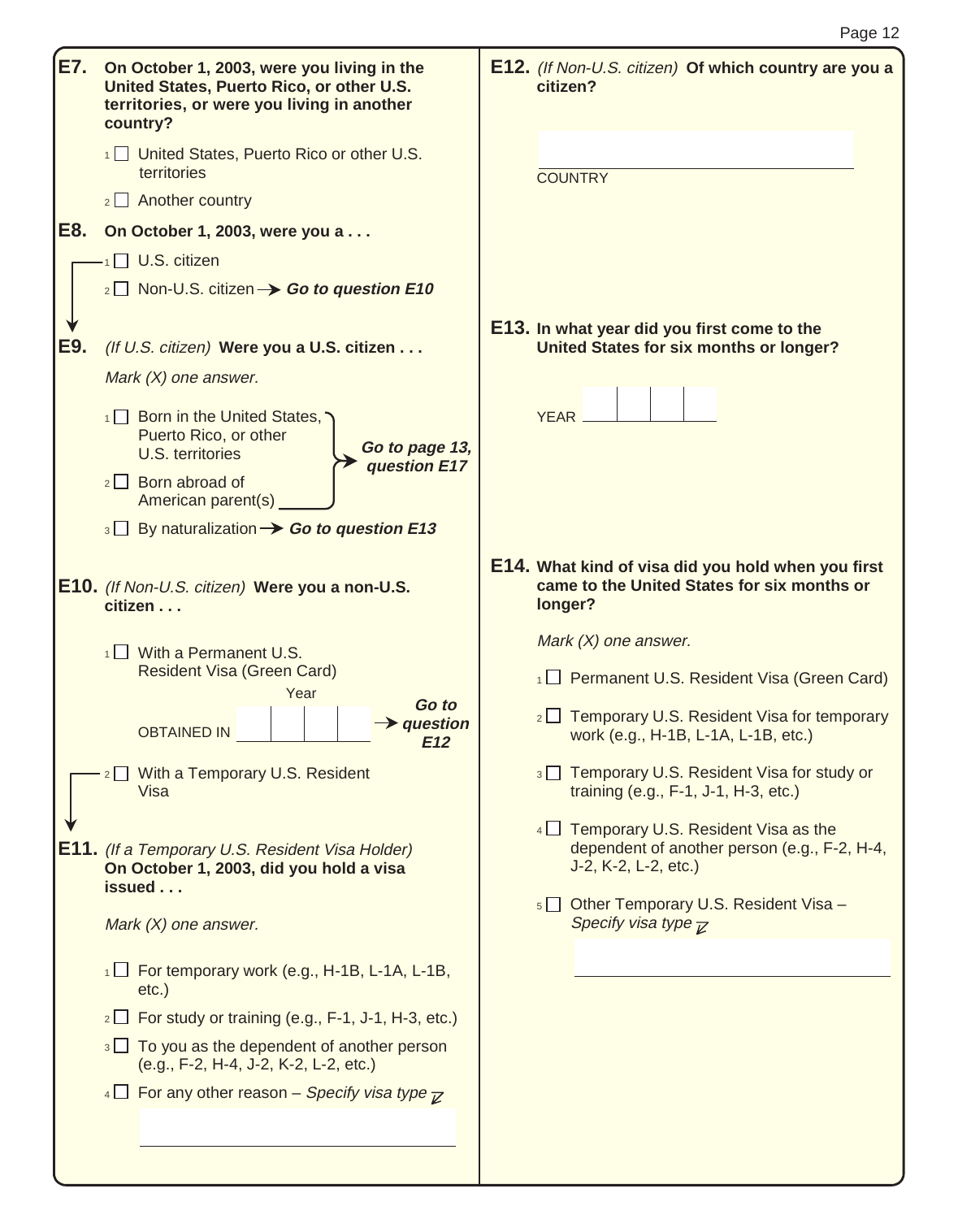**E7. On October 1, 2003, were you living in the United States, Puerto Rico, or other U.S. territories, or were you living in another country?**

- 1 ☐ United States, Puerto Rico or other U.S. territories
- 2 ☐ Another country

**E8. On October 1, 2003, were you a . . .**

- 1 ☐ U.S. citizen
- 2 ☐ Non-U.S. citizen → ***Go to question E10***

**E9.** *(If U.S. citizen)* **Were you a U.S. citizen . . .**

*Mark (X) one answer.*

- 1 ☐ Born in the United States, Puerto Rico, or other U.S. territories
- 2 ☐ Born abroad of American parent(s)

→ ***Go to page 13, question E17***

- 3 ☐ By naturalization → ***Go to question E13***

**E10.** *(If Non-U.S. citizen)* **Were you a non-U.S. citizen . . .**

- 1 ☐ With a Permanent U.S. Resident Visa (Green Card)
  OBTAINED IN Year ☐☐☐☐ → ***Go to question E12***
- 2 ☐ With a Temporary U.S. Resident Visa

**E11.** *(If a Temporary U.S. Resident Visa Holder)* **On October 1, 2003, did you hold a visa issued . . .**

*Mark (X) one answer.*

- 1 ☐ For temporary work (e.g., H-1B, L-1A, L-1B, etc.)
- 2 ☐ For study or training (e.g., F-1, J-1, H-3, etc.)
- 3 ☐ To you as the dependent of another person (e.g., F-2, H-4, J-2, K-2, L-2, etc.)
- 4 ☐ For any other reason – *Specify visa type*

______________________________

**E12.** *(If Non-U.S. citizen)* **Of which country are you a citizen?**

______________________________
COUNTRY

**E13. In what year did you first come to the United States for six months or longer?**

YEAR ☐☐☐☐

**E14. What kind of visa did you hold when you first came to the United States for six months or longer?**

*Mark (X) one answer.*

- 1 ☐ Permanent U.S. Resident Visa (Green Card)
- 2 ☐ Temporary U.S. Resident Visa for temporary work (e.g., H-1B, L-1A, L-1B, etc.)
- 3 ☐ Temporary U.S. Resident Visa for study or training (e.g., F-1, J-1, H-3, etc.)
- 4 ☐ Temporary U.S. Resident Visa as the dependent of another person (e.g., F-2, H-4, J-2, K-2, L-2, etc.)
- 5 ☐ Other Temporary U.S. Resident Visa – *Specify visa type*

______________________________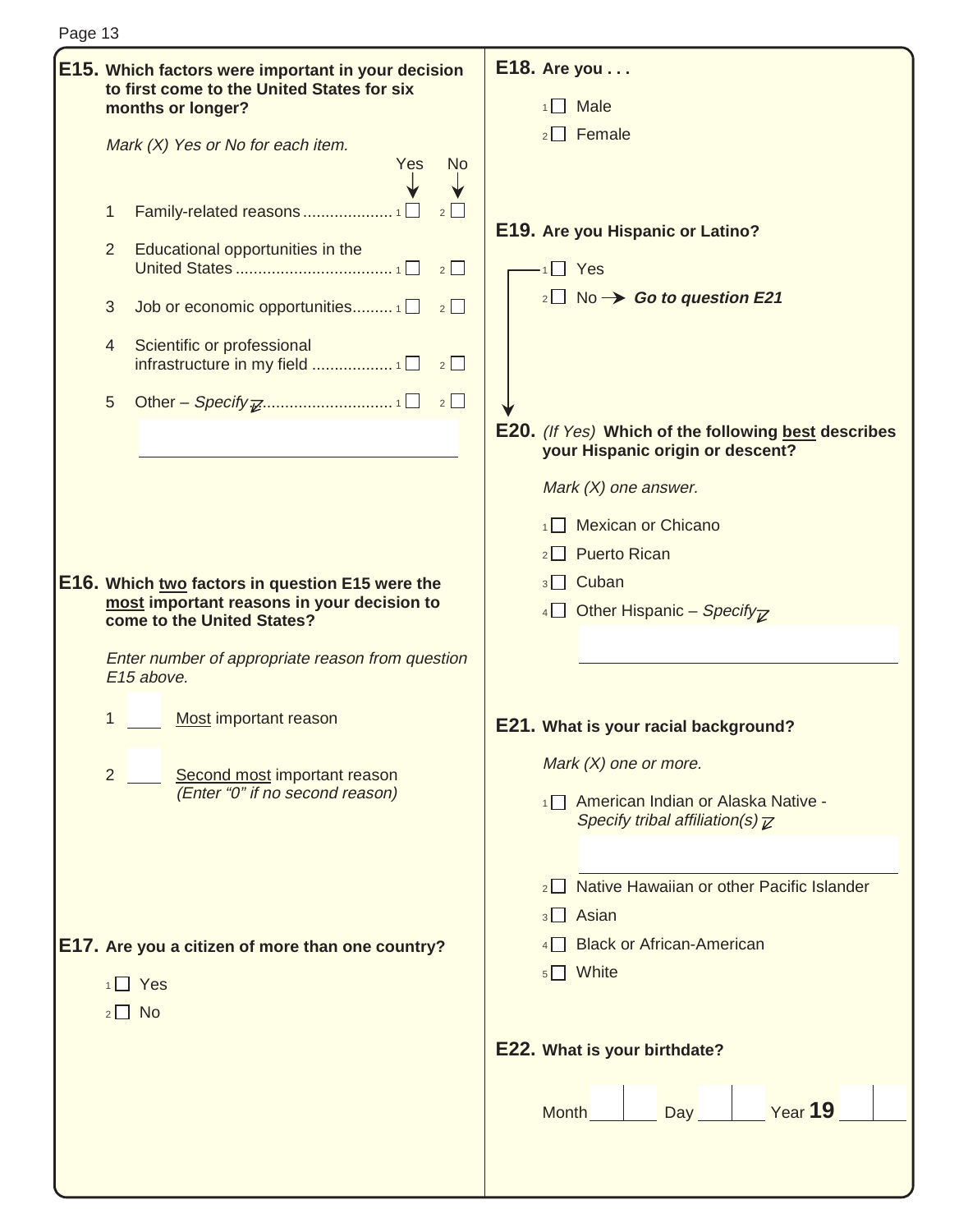**E15. Which factors were important in your decision to first come to the United States for six months or longer?**

*Mark (X) Yes or No for each item.*

| | | Yes | No |
|---|---|---|---|
| 1 | Family-related reasons | 1 ☐ | 2 ☐ |
| 2 | Educational opportunities in the United States | 1 ☐ | 2 ☐ |
| 3 | Job or economic opportunities | 1 ☐ | 2 ☐ |
| 4 | Scientific or professional infrastructure in my field | 1 ☐ | 2 ☐ |
| 5 | Other – *Specify* | 1 ☐ | 2 ☐ |

______________________________

**E16. Which <u>two</u> factors in question E15 were the <u>most</u> important reasons in your decision to come to the United States?**

*Enter number of appropriate reason from question E15 above.*

1 ___ <u>Most</u> important reason

2 ___ <u>Second most</u> important reason
*(Enter "0" if no second reason)*

**E17. Are you a citizen of more than one country?**

1 ☐ Yes
2 ☐ No

**E18. Are you . . .**

1 ☐ Male
2 ☐ Female

**E19. Are you Hispanic or Latino?**

1 ☐ Yes
2 ☐ No → ***Go to question E21***

**E20.** *(If Yes)* **Which of the following <u>best</u> describes your Hispanic origin or descent?**

*Mark (X) one answer.*

1 ☐ Mexican or Chicano
2 ☐ Puerto Rican
3 ☐ Cuban
4 ☐ Other Hispanic – *Specify*

______________________________

**E21. What is your racial background?**

*Mark (X) one or more.*

1 ☐ American Indian or Alaska Native - *Specify tribal affiliation(s)*

______________________________

2 ☐ Native Hawaiian or other Pacific Islander
3 ☐ Asian
4 ☐ Black or African-American
5 ☐ White

**E22. What is your birthdate?**

Month ___ ___ Day ___ ___ Year **19** ___ ___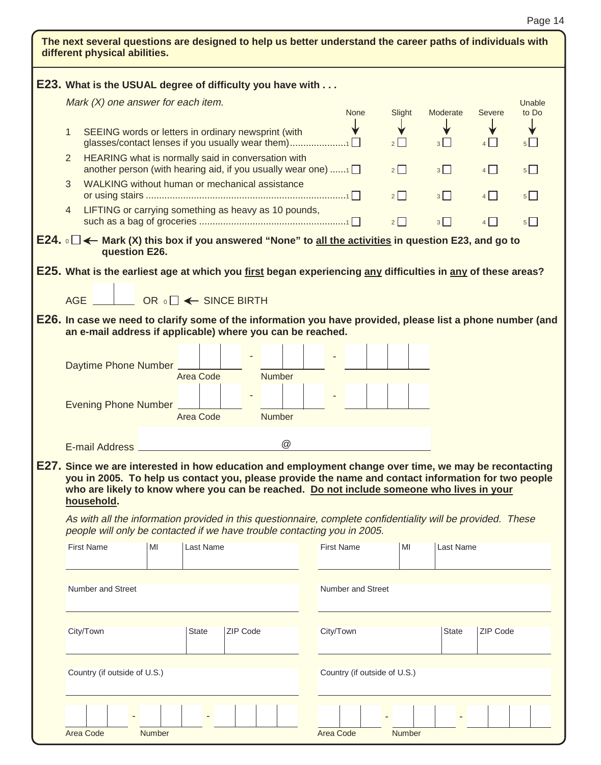**The next several questions are designed to help us better understand the career paths of individuals with different physical abilities.**

**E23. What is the USUAL degree of difficulty you have with . . .**

*Mark (X) one answer for each item.*

| | None | Slight | Moderate | Severe | Unable to Do |
|---|---|---|---|---|---|
| 1 SEEING words or letters in ordinary newsprint (with glasses/contact lenses if you usually wear them) | 1 ☐ | 2 ☐ | 3 ☐ | 4 ☐ | 5 ☐ |
| 2 HEARING what is normally said in conversation with another person (with hearing aid, if you usually wear one) | 1 ☐ | 2 ☐ | 3 ☐ | 4 ☐ | 5 ☐ |
| 3 WALKING without human or mechanical assistance or using stairs | 1 ☐ | 2 ☐ | 3 ☐ | 4 ☐ | 5 ☐ |
| 4 LIFTING or carrying something as heavy as 10 pounds, such as a bag of groceries | 1 ☐ | 2 ☐ | 3 ☐ | 4 ☐ | 5 ☐ |

**E24.** 0 ☐ ← **Mark (X) this box if you answered "None" to all the activities in question E23, and go to question E26.**

**E25. What is the earliest age at which you first began experiencing any difficulties in any of these areas?**

AGE ____ OR 0 ☐ ← SINCE BIRTH

**E26. In case we need to clarify some of the information you have provided, please list a phone number (and an e-mail address if applicable) where you can be reached.**

Daytime Phone Number ___ - ___ - ____
Area Code Number

Evening Phone Number ___ - ___ - ____
Area Code Number

E-mail Address ____________ @ ____________

**E27. Since we are interested in how education and employment change over time, we may be recontacting you in 2005. To help us contact you, please provide the name and contact information for two people who are likely to know where you can be reached. Do not include someone who lives in your household.**

*As with all the information provided in this questionnaire, complete confidentiality will be provided. These people will only be contacted if we have trouble contacting you in 2005.*

| First Name | MI | Last Name |
|---|---|---|
| | | |

| Number and Street |
|---|
| |

| City/Town | State | ZIP Code |
|---|---|---|
| | | |

| Country (if outside of U.S.) |
|---|
| |

___ - ___ - ____
Area Code Number

| First Name | MI | Last Name |
|---|---|---|
| | | |

| Number and Street |
|---|
| |

| City/Town | State | ZIP Code |
|---|---|---|
| | | |

| Country (if outside of U.S.) |
|---|
| |

___ - ___ - ____
Area Code Number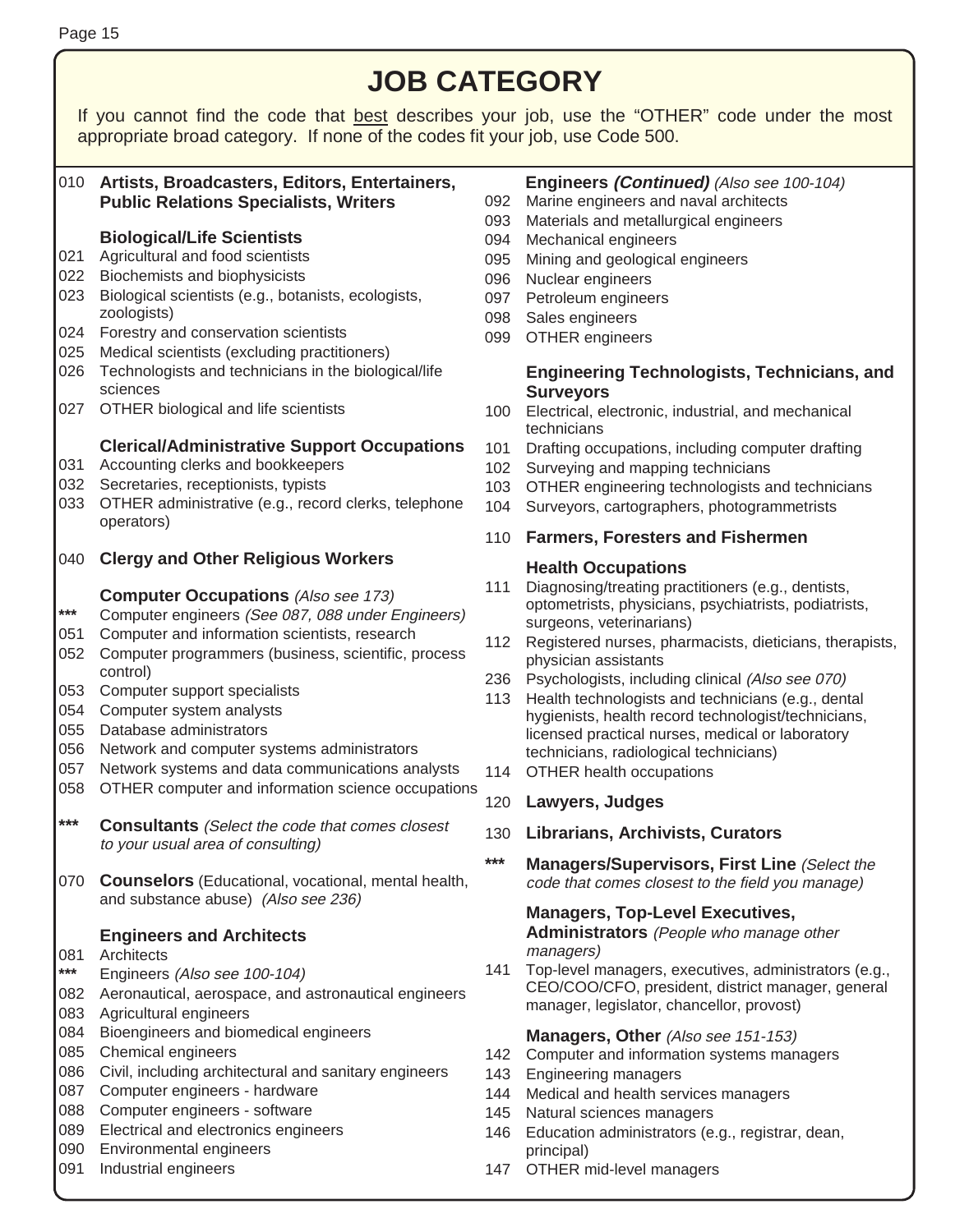# JOB CATEGORY

If you cannot find the code that best describes your job, use the "OTHER" code under the most appropriate broad category. If none of the codes fit your job, use Code 500.

010 **Artists, Broadcasters, Editors, Entertainers, Public Relations Specialists, Writers**

**Biological/Life Scientists**

- 021 Agricultural and food scientists
- 022 Biochemists and biophysicists
- 023 Biological scientists (e.g., botanists, ecologists, zoologists)
- 024 Forestry and conservation scientists
- 025 Medical scientists (excluding practitioners)
- 026 Technologists and technicians in the biological/life sciences
- 027 OTHER biological and life scientists

**Clerical/Administrative Support Occupations**

- 031 Accounting clerks and bookkeepers
- 032 Secretaries, receptionists, typists
- 033 OTHER administrative (e.g., record clerks, telephone operators)

040 **Clergy and Other Religious Workers**

**Computer Occupations** *(Also see 173)*

- *** Computer engineers *(See 087, 088 under Engineers)*
- 051 Computer and information scientists, research
- 052 Computer programmers (business, scientific, process control)
- 053 Computer support specialists
- 054 Computer system analysts
- 055 Database administrators
- 056 Network and computer systems administrators
- 057 Network systems and data communications analysts
- 058 OTHER computer and information science occupations

*** **Consultants** *(Select the code that comes closest to your usual area of consulting)*

070 **Counselors** (Educational, vocational, mental health, and substance abuse) *(Also see 236)*

**Engineers and Architects**

- 081 Architects
- *** Engineers *(Also see 100-104)*
- 082 Aeronautical, aerospace, and astronautical engineers
- 083 Agricultural engineers
- 084 Bioengineers and biomedical engineers
- 085 Chemical engineers
- 086 Civil, including architectural and sanitary engineers
- 087 Computer engineers - hardware
- 088 Computer engineers - software
- 089 Electrical and electronics engineers
- 090 Environmental engineers
- 091 Industrial engineers

**Engineers *(Continued)*** *(Also see 100-104)*

- 092 Marine engineers and naval architects
- 093 Materials and metallurgical engineers
- 094 Mechanical engineers
- 095 Mining and geological engineers
- 096 Nuclear engineers
- 097 Petroleum engineers
- 098 Sales engineers
- 099 OTHER engineers

**Engineering Technologists, Technicians, and Surveyors**

- 100 Electrical, electronic, industrial, and mechanical technicians
- 101 Drafting occupations, including computer drafting
- 102 Surveying and mapping technicians
- 103 OTHER engineering technologists and technicians
- 104 Surveyors, cartographers, photogrammetrists

110 **Farmers, Foresters and Fishermen**

**Health Occupations**

- 111 Diagnosing/treating practitioners (e.g., dentists, optometrists, physicians, psychiatrists, podiatrists, surgeons, veterinarians)
- 112 Registered nurses, pharmacists, dieticians, therapists, physician assistants
- 236 Psychologists, including clinical *(Also see 070)*
- 113 Health technologists and technicians (e.g., dental hygienists, health record technologist/technicians, licensed practical nurses, medical or laboratory technicians, radiological technicians)
- 114 OTHER health occupations

120 **Lawyers, Judges**

130 **Librarians, Archivists, Curators**

*** **Managers/Supervisors, First Line** *(Select the code that comes closest to the field you manage)*

**Managers, Top-Level Executives, Administrators** *(People who manage other managers)*

- 141 Top-level managers, executives, administrators (e.g., CEO/COO/CFO, president, district manager, general manager, legislator, chancellor, provost)

**Managers, Other** *(Also see 151-153)*

- 142 Computer and information systems managers
- 143 Engineering managers
- 144 Medical and health services managers
- 145 Natural sciences managers
- 146 Education administrators (e.g., registrar, dean, principal)
- 147 OTHER mid-level managers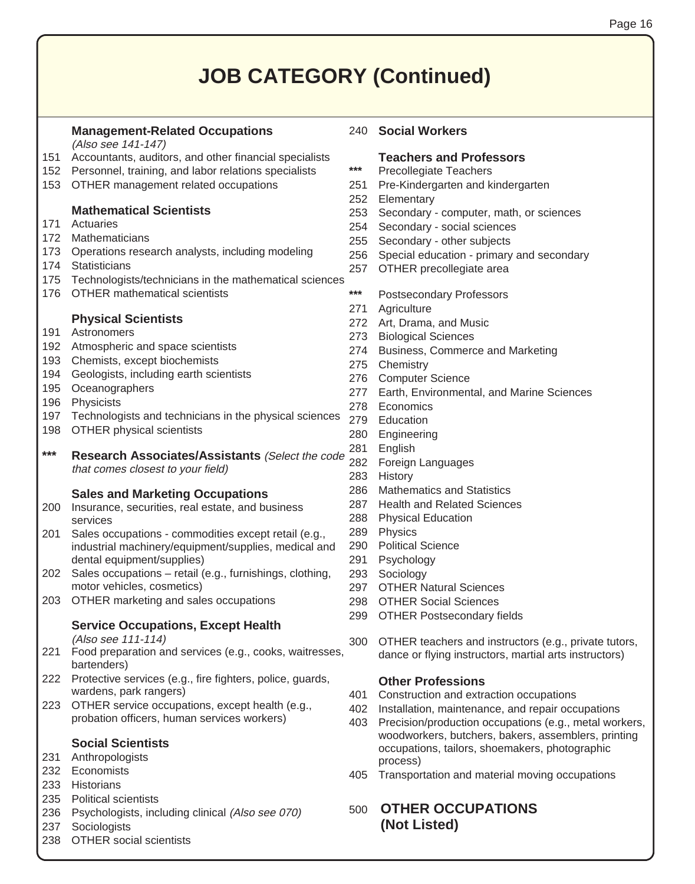# JOB CATEGORY (Continued)

**Management-Related Occupations**
*(Also see 141-147)*

151 Accountants, auditors, and other financial specialists
152 Personnel, training, and labor relations specialists
153 OTHER management related occupations

**Mathematical Scientists**

171 Actuaries
172 Mathematicians
173 Operations research analysts, including modeling
174 Statisticians
175 Technologists/technicians in the mathematical sciences
176 OTHER mathematical scientists

**Physical Scientists**

191 Astronomers
192 Atmospheric and space scientists
193 Chemists, except biochemists
194 Geologists, including earth scientists
195 Oceanographers
196 Physicists
197 Technologists and technicians in the physical sciences
198 OTHER physical scientists

*** **Research Associates/Assistants** *(Select the code that comes closest to your field)*

**Sales and Marketing Occupations**

200 Insurance, securities, real estate, and business services
201 Sales occupations - commodities except retail (e.g., industrial machinery/equipment/supplies, medical and dental equipment/supplies)
202 Sales occupations – retail (e.g., furnishings, clothing, motor vehicles, cosmetics)
203 OTHER marketing and sales occupations

**Service Occupations, Except Health**
*(Also see 111-114)*

221 Food preparation and services (e.g., cooks, waitresses, bartenders)
222 Protective services (e.g., fire fighters, police, guards, wardens, park rangers)
223 OTHER service occupations, except health (e.g., probation officers, human services workers)

**Social Scientists**

231 Anthropologists
232 Economists
233 Historians
235 Political scientists
236 Psychologists, including clinical *(Also see 070)*
237 Sociologists
238 OTHER social scientists

240 **Social Workers**

**Teachers and Professors**

*** Precollegiate Teachers
251 Pre-Kindergarten and kindergarten
252 Elementary
253 Secondary - computer, math, or sciences
254 Secondary - social sciences
255 Secondary - other subjects
256 Special education - primary and secondary
257 OTHER precollegiate area

*** Postsecondary Professors
271 Agriculture
272 Art, Drama, and Music
273 Biological Sciences
274 Business, Commerce and Marketing
275 Chemistry
276 Computer Science
277 Earth, Environmental, and Marine Sciences
278 Economics
279 Education
280 Engineering
281 English
282 Foreign Languages
283 History
286 Mathematics and Statistics
287 Health and Related Sciences
288 Physical Education
289 Physics
290 Political Science
291 Psychology
293 Sociology
297 OTHER Natural Sciences
298 OTHER Social Sciences
299 OTHER Postsecondary fields

300 OTHER teachers and instructors (e.g., private tutors, dance or flying instructors, martial arts instructors)

**Other Professions**

401 Construction and extraction occupations
402 Installation, maintenance, and repair occupations
403 Precision/production occupations (e.g., metal workers, woodworkers, butchers, bakers, assemblers, printing occupations, tailors, shoemakers, photographic process)
405 Transportation and material moving occupations

500 **OTHER OCCUPATIONS (Not Listed)**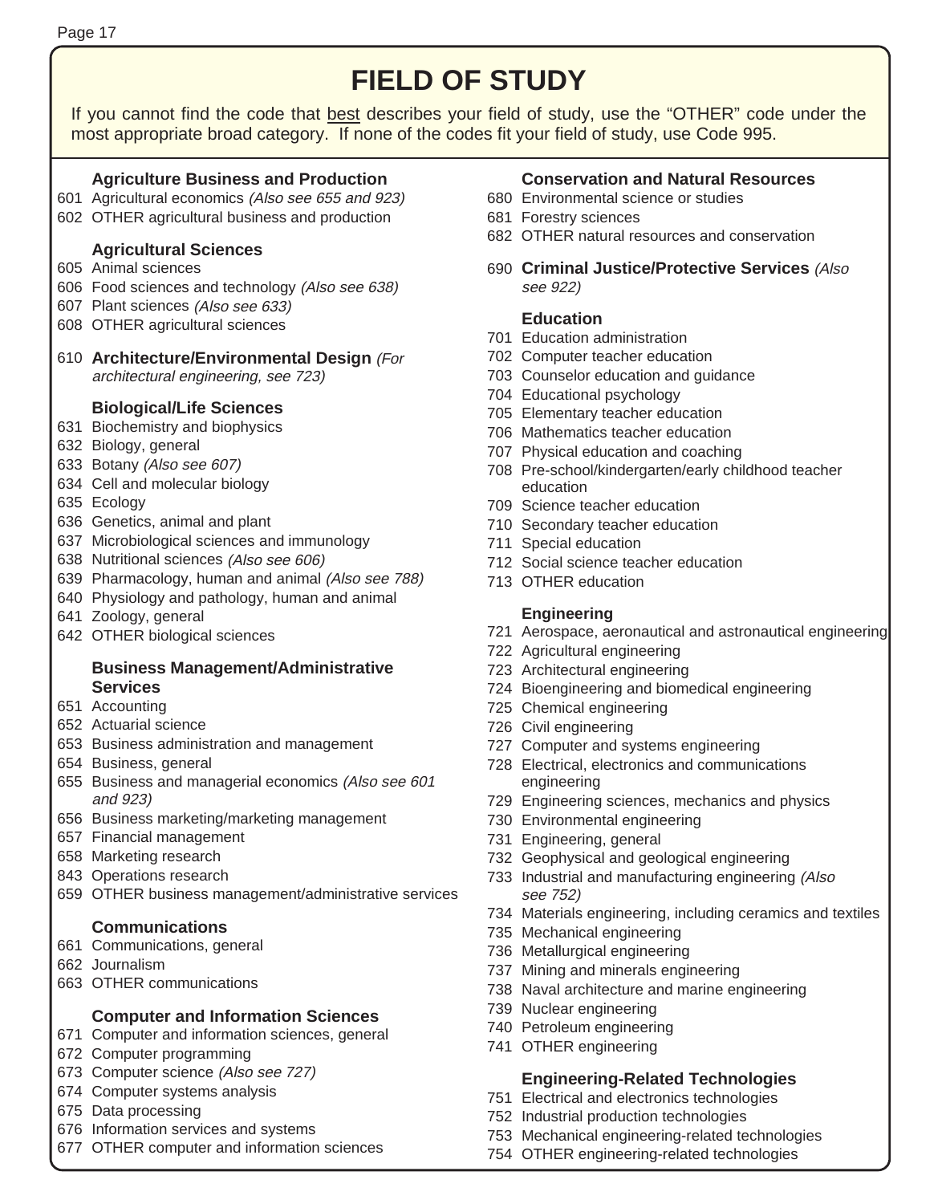# FIELD OF STUDY

If you cannot find the code that best describes your field of study, use the "OTHER" code under the most appropriate broad category. If none of the codes fit your field of study, use Code 995.

### Agriculture Business and Production

601 Agricultural economics *(Also see 655 and 923)*
602 OTHER agricultural business and production

### Agricultural Sciences

605 Animal sciences
606 Food sciences and technology *(Also see 638)*
607 Plant sciences *(Also see 633)*
608 OTHER agricultural sciences

610 **Architecture/Environmental Design** *(For architectural engineering, see 723)*

### Biological/Life Sciences

631 Biochemistry and biophysics
632 Biology, general
633 Botany *(Also see 607)*
634 Cell and molecular biology
635 Ecology
636 Genetics, animal and plant
637 Microbiological sciences and immunology
638 Nutritional sciences *(Also see 606)*
639 Pharmacology, human and animal *(Also see 788)*
640 Physiology and pathology, human and animal
641 Zoology, general
642 OTHER biological sciences

### Business Management/Administrative Services

651 Accounting
652 Actuarial science
653 Business administration and management
654 Business, general
655 Business and managerial economics *(Also see 601 and 923)*
656 Business marketing/marketing management
657 Financial management
658 Marketing research
843 Operations research
659 OTHER business management/administrative services

### Communications

661 Communications, general
662 Journalism
663 OTHER communications

### Computer and Information Sciences

671 Computer and information sciences, general
672 Computer programming
673 Computer science *(Also see 727)*
674 Computer systems analysis
675 Data processing
676 Information services and systems
677 OTHER computer and information sciences

### Conservation and Natural Resources

680 Environmental science or studies
681 Forestry sciences
682 OTHER natural resources and conservation

690 **Criminal Justice/Protective Services** *(Also see 922)*

### Education

701 Education administration
702 Computer teacher education
703 Counselor education and guidance
704 Educational psychology
705 Elementary teacher education
706 Mathematics teacher education
707 Physical education and coaching
708 Pre-school/kindergarten/early childhood teacher education
709 Science teacher education
710 Secondary teacher education
711 Special education
712 Social science teacher education
713 OTHER education

### Engineering

721 Aerospace, aeronautical and astronautical engineering
722 Agricultural engineering
723 Architectural engineering
724 Bioengineering and biomedical engineering
725 Chemical engineering
726 Civil engineering
727 Computer and systems engineering
728 Electrical, electronics and communications engineering
729 Engineering sciences, mechanics and physics
730 Environmental engineering
731 Engineering, general
732 Geophysical and geological engineering
733 Industrial and manufacturing engineering *(Also see 752)*
734 Materials engineering, including ceramics and textiles
735 Mechanical engineering
736 Metallurgical engineering
737 Mining and minerals engineering
738 Naval architecture and marine engineering
739 Nuclear engineering
740 Petroleum engineering
741 OTHER engineering

### Engineering-Related Technologies

751 Electrical and electronics technologies
752 Industrial production technologies
753 Mechanical engineering-related technologies
754 OTHER engineering-related technologies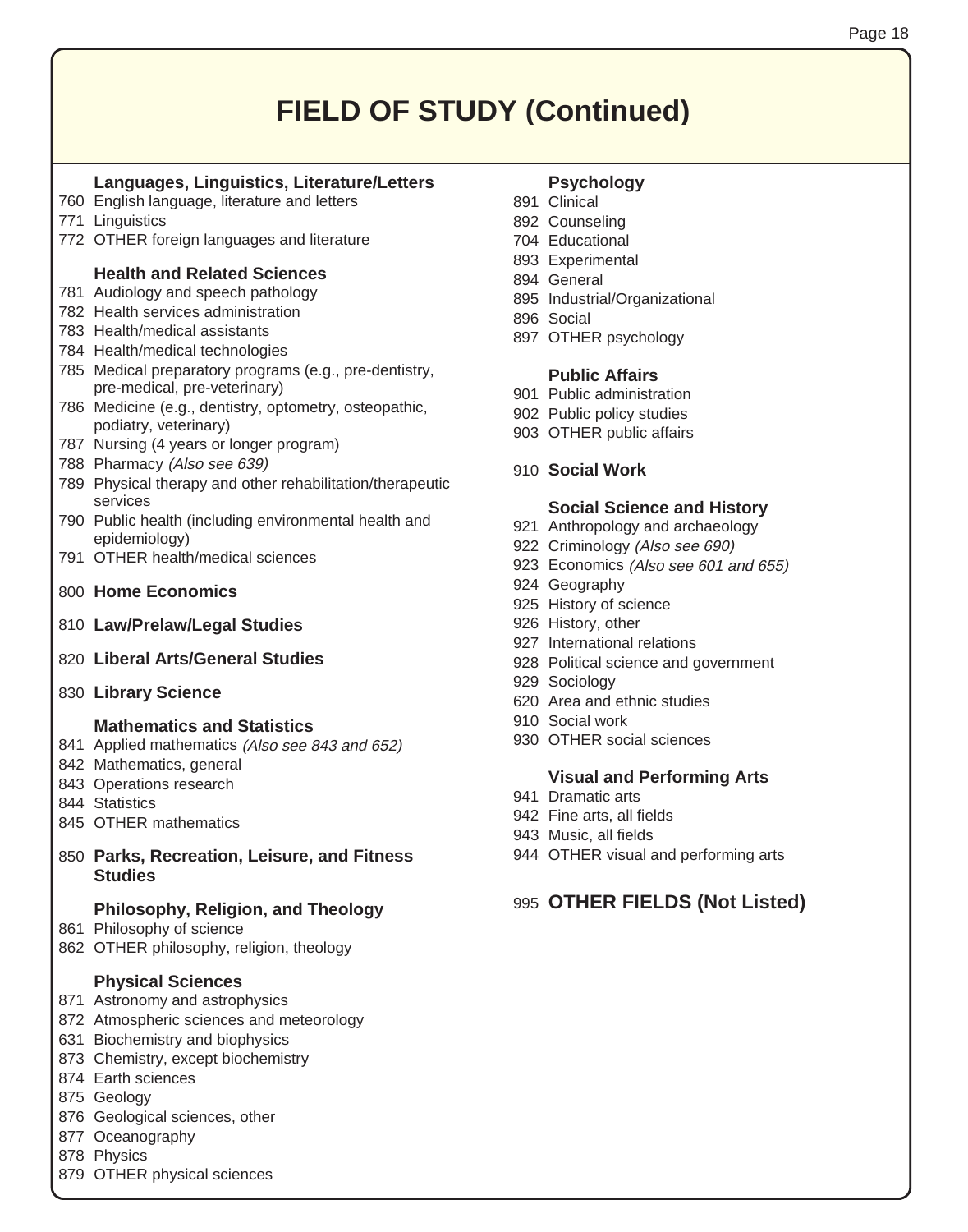# FIELD OF STUDY (Continued)

### Languages, Linguistics, Literature/Letters

760 English language, literature and letters
771 Linguistics
772 OTHER foreign languages and literature

### Health and Related Sciences

781 Audiology and speech pathology
782 Health services administration
783 Health/medical assistants
784 Health/medical technologies
785 Medical preparatory programs (e.g., pre-dentistry, pre-medical, pre-veterinary)
786 Medicine (e.g., dentistry, optometry, osteopathic, podiatry, veterinary)
787 Nursing (4 years or longer program)
788 Pharmacy *(Also see 639)*
789 Physical therapy and other rehabilitation/therapeutic services
790 Public health (including environmental health and epidemiology)
791 OTHER health/medical sciences

800 **Home Economics**

810 **Law/Prelaw/Legal Studies**

820 **Liberal Arts/General Studies**

830 **Library Science**

### Mathematics and Statistics

841 Applied mathematics *(Also see 843 and 652)*
842 Mathematics, general
843 Operations research
844 Statistics
845 OTHER mathematics

850 **Parks, Recreation, Leisure, and Fitness Studies**

### Philosophy, Religion, and Theology

861 Philosophy of science
862 OTHER philosophy, religion, theology

### Physical Sciences

871 Astronomy and astrophysics
872 Atmospheric sciences and meteorology
631 Biochemistry and biophysics
873 Chemistry, except biochemistry
874 Earth sciences
875 Geology
876 Geological sciences, other
877 Oceanography
878 Physics
879 OTHER physical sciences

### Psychology

891 Clinical
892 Counseling
704 Educational
893 Experimental
894 General
895 Industrial/Organizational
896 Social
897 OTHER psychology

### Public Affairs

901 Public administration
902 Public policy studies
903 OTHER public affairs

910 **Social Work**

### Social Science and History

921 Anthropology and archaeology
922 Criminology *(Also see 690)*
923 Economics *(Also see 601 and 655)*
924 Geography
925 History of science
926 History, other
927 International relations
928 Political science and government
929 Sociology
620 Area and ethnic studies
910 Social work
930 OTHER social sciences

### Visual and Performing Arts

941 Dramatic arts
942 Fine arts, all fields
943 Music, all fields
944 OTHER visual and performing arts

995 **OTHER FIELDS (Not Listed)**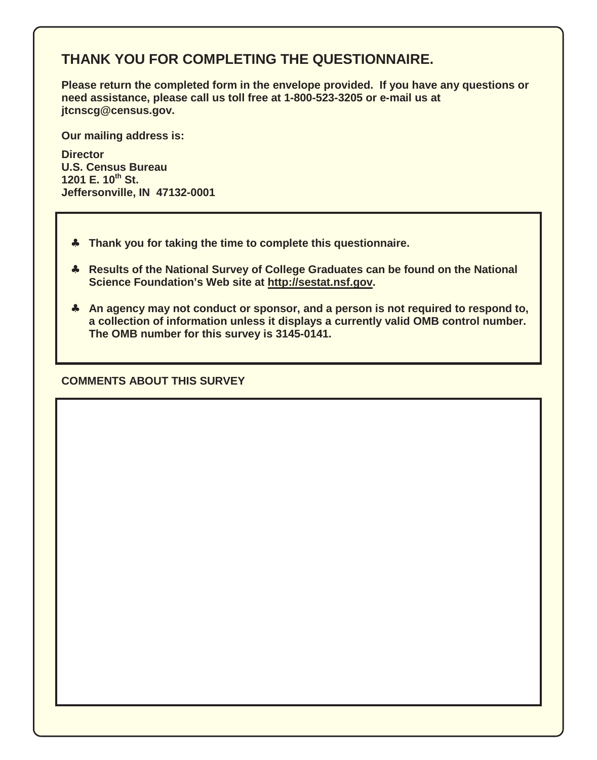# THANK YOU FOR COMPLETING THE QUESTIONNAIRE.

**Please return the completed form in the envelope provided. If you have any questions or need assistance, please call us toll free at 1-800-523-3205 or e-mail us at jtcnscg@census.gov.**

**Our mailing address is:**

**Director**
**U.S. Census Bureau**
**1201 E. 10th St.**
**Jeffersonville, IN 47132-0001**

- ♣ **Thank you for taking the time to complete this questionnaire.**
- ♣ **Results of the National Survey of College Graduates can be found on the National Science Foundation's Web site at http://sestat.nsf.gov.**
- ♣ **An agency may not conduct or sponsor, and a person is not required to respond to, a collection of information unless it displays a currently valid OMB control number. The OMB number for this survey is 3145-0141.**

## COMMENTS ABOUT THIS SURVEY